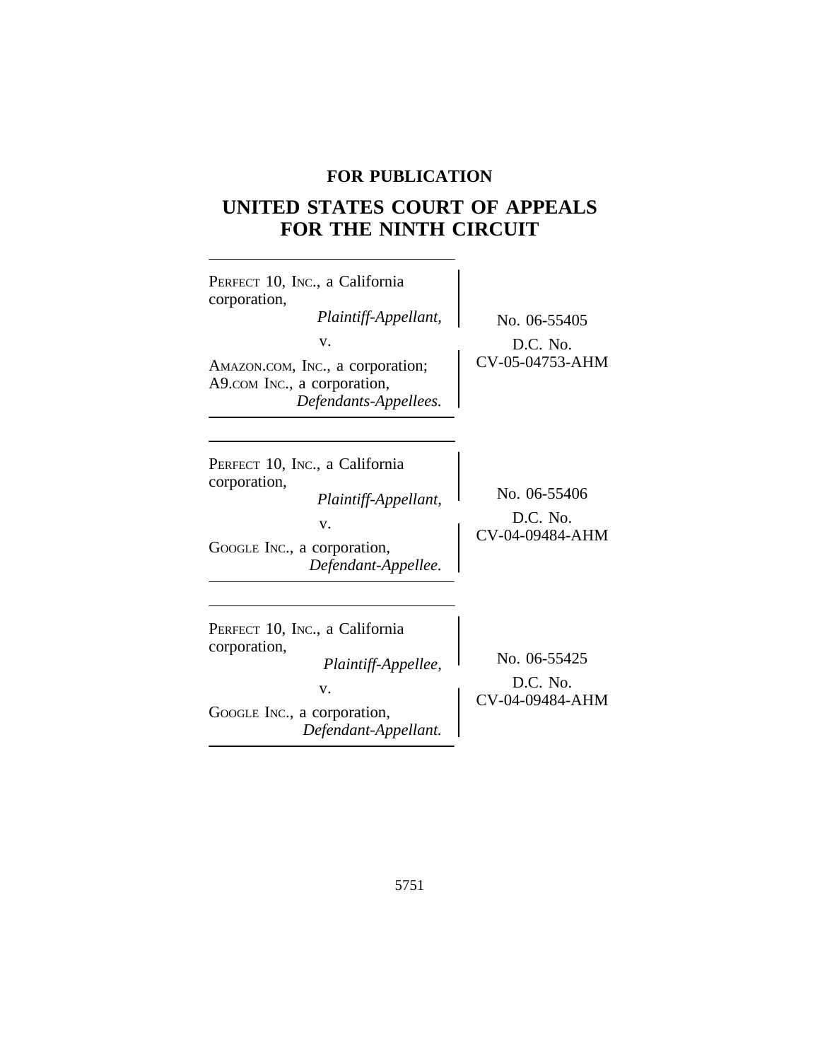**FOR PUBLICATION**

# UNITED STATES COURT OF APPEALS FOR THE NINTH CIRCUIT

---

PERFECT 10, INC., a California corporation,
*Plaintiff-Appellant,*

v.

AMAZON.COM, INC., a corporation; A9.COM INC., a corporation,
*Defendants-Appellees.*

No. 06-55405

D.C. No. CV-05-04753-AHM

---

PERFECT 10, INC., a California corporation,
*Plaintiff-Appellant,*

v.

GOOGLE INC., a corporation,
*Defendant-Appellee.*

No. 06-55406

D.C. No. CV-04-09484-AHM

---

PERFECT 10, INC., a California corporation,
*Plaintiff-Appellee,*

v.

GOOGLE INC., a corporation,
*Defendant-Appellant.*

No. 06-55425

D.C. No. CV-04-09484-AHM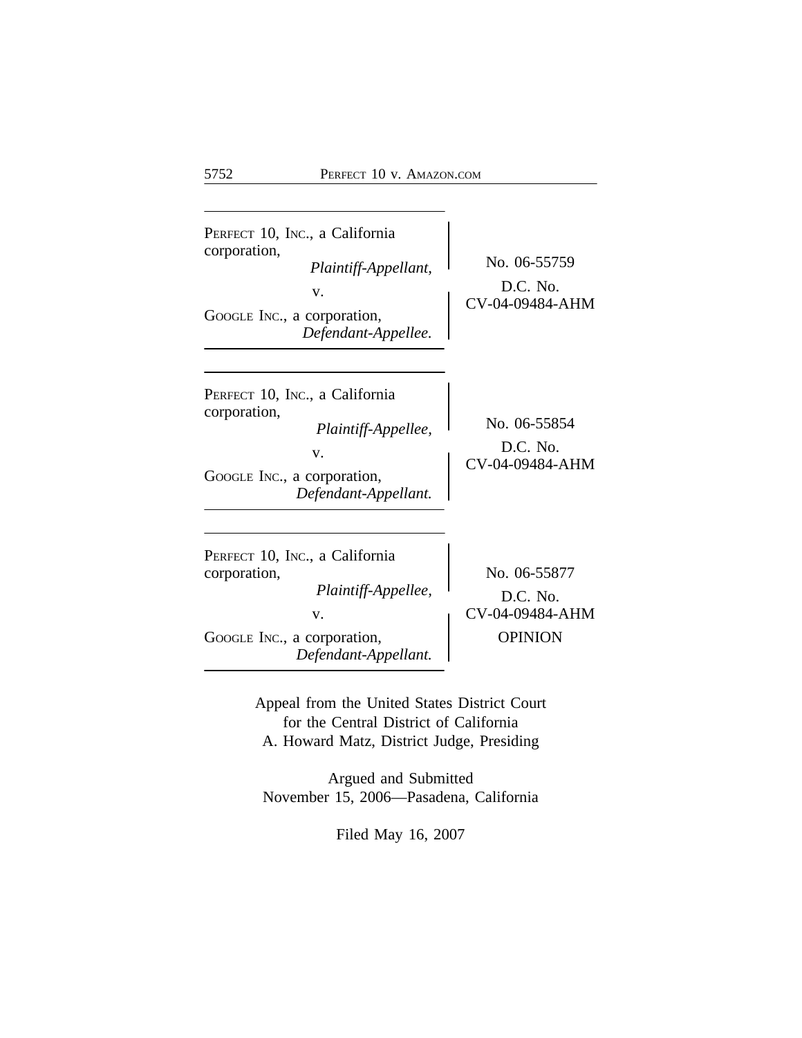PERFECT 10, INC., a California corporation,
*Plaintiff-Appellant,*
v.
GOOGLE INC., a corporation,
*Defendant-Appellee.*

No. 06-55759
D.C. No.
CV-04-09484-AHM

---

PERFECT 10, INC., a California corporation,
*Plaintiff-Appellee,*
v.
GOOGLE INC., a corporation,
*Defendant-Appellant.*

No. 06-55854
D.C. No.
CV-04-09484-AHM

---

PERFECT 10, INC., a California corporation,
*Plaintiff-Appellee,*
v.
GOOGLE INC., a corporation,
*Defendant-Appellant.*

No. 06-55877
D.C. No.
CV-04-09484-AHM
OPINION

---

Appeal from the United States District Court
for the Central District of California
A. Howard Matz, District Judge, Presiding

Argued and Submitted
November 15, 2006—Pasadena, California

Filed May 16, 2007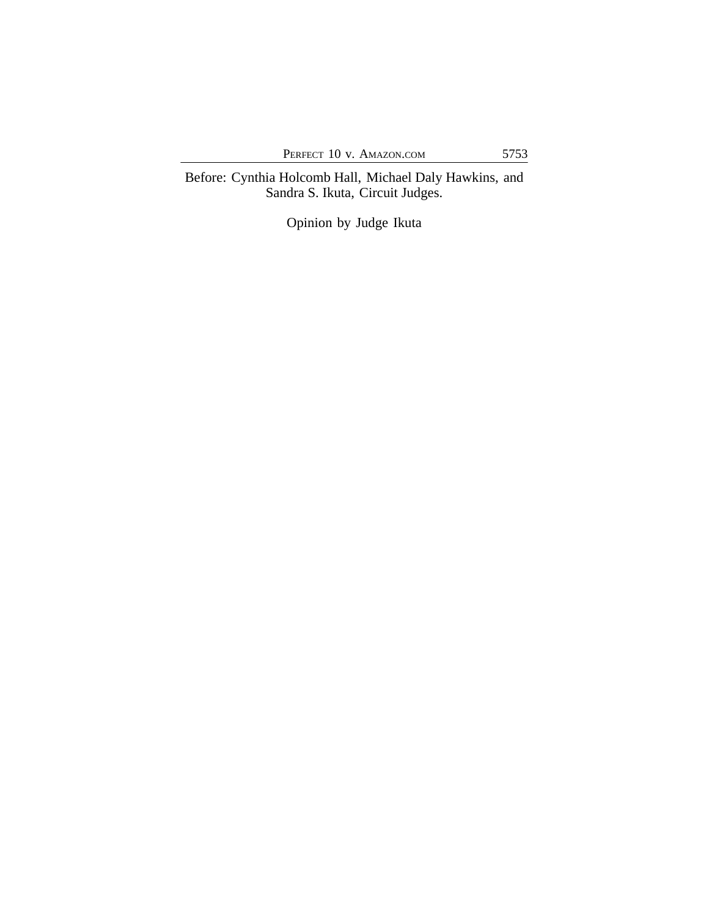Before: Cynthia Holcomb Hall, Michael Daly Hawkins, and Sandra S. Ikuta, Circuit Judges.

Opinion by Judge Ikuta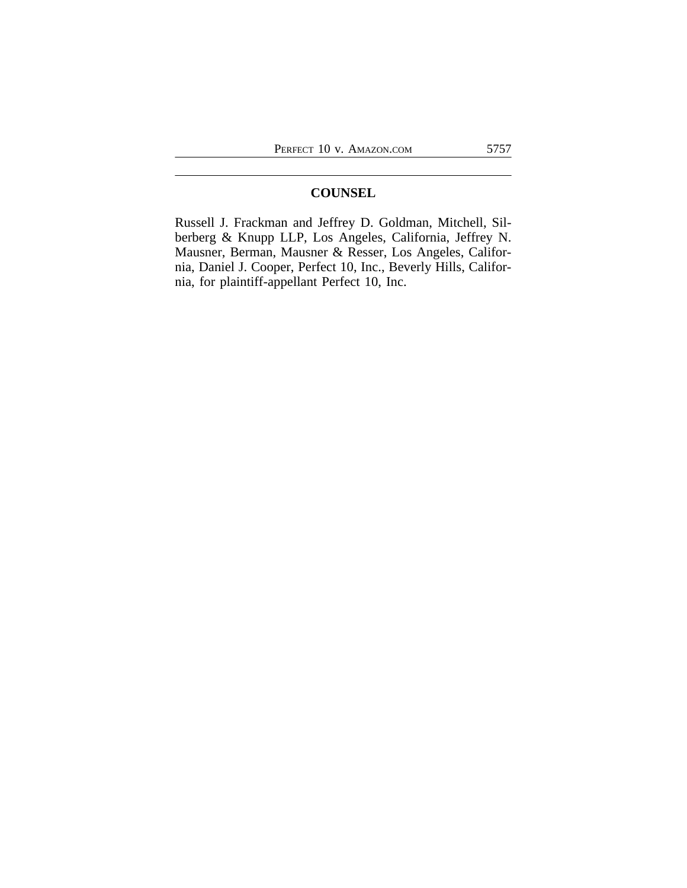## COUNSEL

Russell J. Frackman and Jeffrey D. Goldman, Mitchell, Silberberg & Knupp LLP, Los Angeles, California, Jeffrey N. Mausner, Berman, Mausner & Resser, Los Angeles, California, Daniel J. Cooper, Perfect 10, Inc., Beverly Hills, California, for plaintiff-appellant Perfect 10, Inc.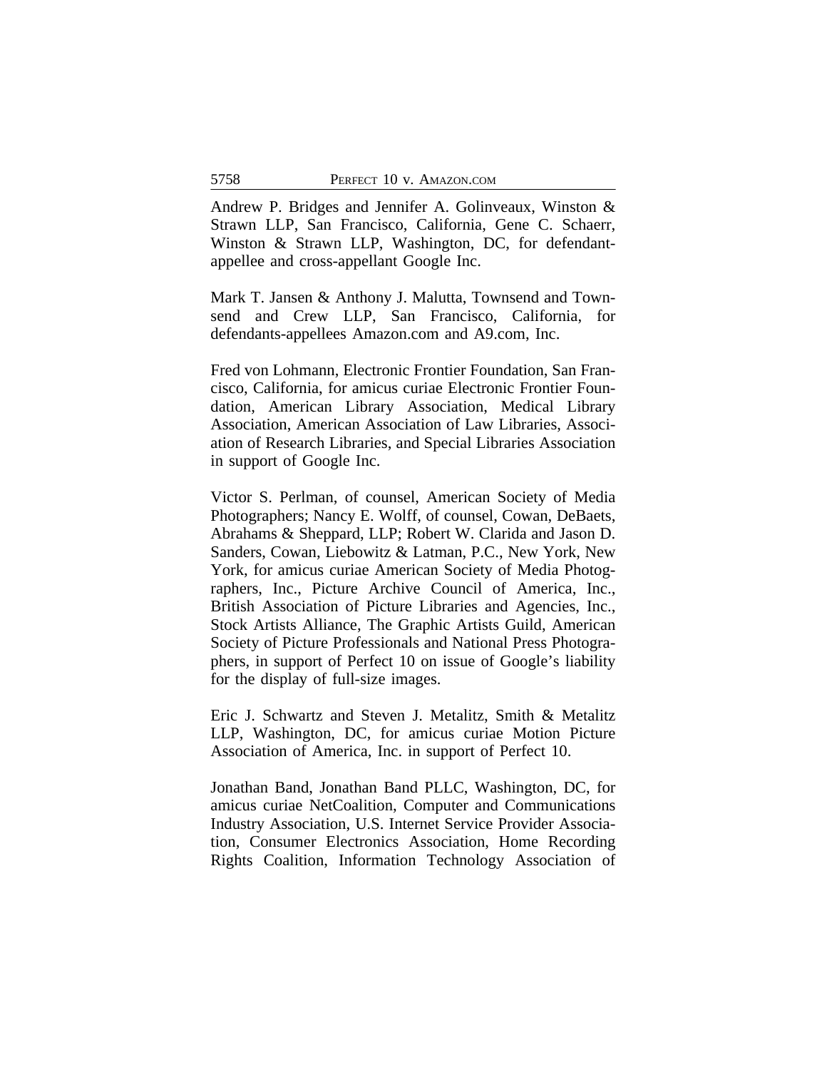Andrew P. Bridges and Jennifer A. Golinveaux, Winston & Strawn LLP, San Francisco, California, Gene C. Schaerr, Winston & Strawn LLP, Washington, DC, for defendant-appellee and cross-appellant Google Inc.

Mark T. Jansen & Anthony J. Malutta, Townsend and Townsend and Crew LLP, San Francisco, California, for defendants-appellees Amazon.com and A9.com, Inc.

Fred von Lohmann, Electronic Frontier Foundation, San Francisco, California, for amicus curiae Electronic Frontier Foundation, American Library Association, Medical Library Association, American Association of Law Libraries, Association of Research Libraries, and Special Libraries Association in support of Google Inc.

Victor S. Perlman, of counsel, American Society of Media Photographers; Nancy E. Wolff, of counsel, Cowan, DeBaets, Abrahams & Sheppard, LLP; Robert W. Clarida and Jason D. Sanders, Cowan, Liebowitz & Latman, P.C., New York, New York, for amicus curiae American Society of Media Photographers, Inc., Picture Archive Council of America, Inc., British Association of Picture Libraries and Agencies, Inc., Stock Artists Alliance, The Graphic Artists Guild, American Society of Picture Professionals and National Press Photographers, in support of Perfect 10 on issue of Google's liability for the display of full-size images.

Eric J. Schwartz and Steven J. Metalitz, Smith & Metalitz LLP, Washington, DC, for amicus curiae Motion Picture Association of America, Inc. in support of Perfect 10.

Jonathan Band, Jonathan Band PLLC, Washington, DC, for amicus curiae NetCoalition, Computer and Communications Industry Association, U.S. Internet Service Provider Association, Consumer Electronics Association, Home Recording Rights Coalition, Information Technology Association of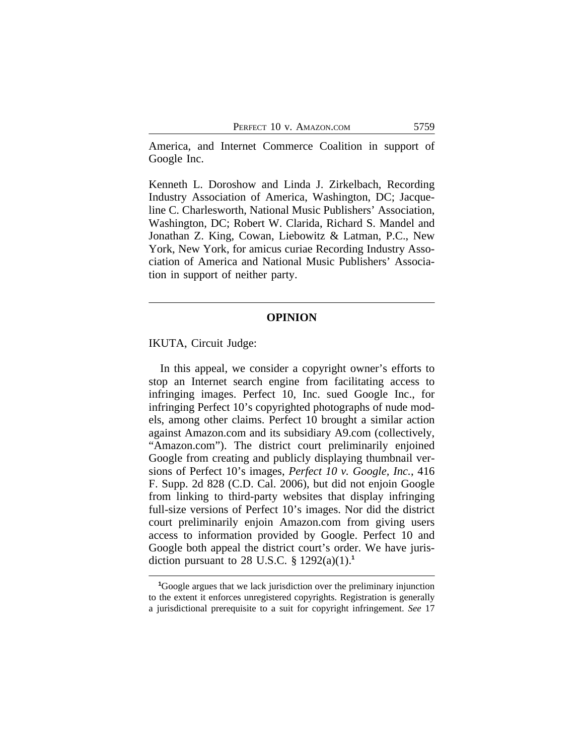America, and Internet Commerce Coalition in support of Google Inc.

Kenneth L. Doroshow and Linda J. Zirkelbach, Recording Industry Association of America, Washington, DC; Jacqueline C. Charlesworth, National Music Publishers' Association, Washington, DC; Robert W. Clarida, Richard S. Mandel and Jonathan Z. King, Cowan, Liebowitz & Latman, P.C., New York, New York, for amicus curiae Recording Industry Association of America and National Music Publishers' Association in support of neither party.

---

## OPINION

IKUTA, Circuit Judge:

In this appeal, we consider a copyright owner's efforts to stop an Internet search engine from facilitating access to infringing images. Perfect 10, Inc. sued Google Inc., for infringing Perfect 10's copyrighted photographs of nude models, among other claims. Perfect 10 brought a similar action against Amazon.com and its subsidiary A9.com (collectively, "Amazon.com"). The district court preliminarily enjoined Google from creating and publicly displaying thumbnail versions of Perfect 10's images, *Perfect 10 v. Google, Inc.*, 416 F. Supp. 2d 828 (C.D. Cal. 2006), but did not enjoin Google from linking to third-party websites that display infringing full-size versions of Perfect 10's images. Nor did the district court preliminarily enjoin Amazon.com from giving users access to information provided by Google. Perfect 10 and Google both appeal the district court's order. We have jurisdiction pursuant to 28 U.S.C. § 1292(a)(1).[1]

---

[1]Google argues that we lack jurisdiction over the preliminary injunction to the extent it enforces unregistered copyrights. Registration is generally a jurisdictional prerequisite to a suit for copyright infringement. *See* 17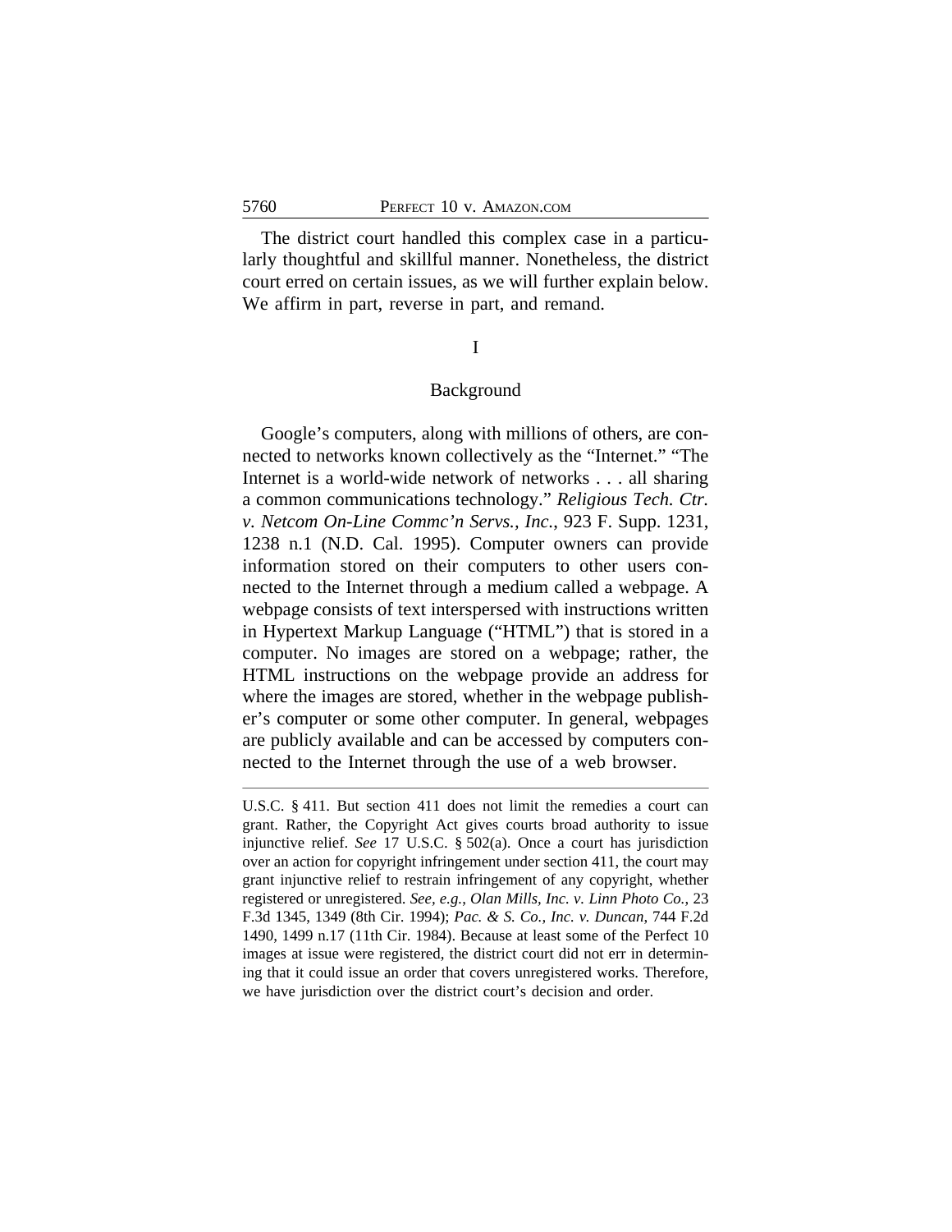The district court handled this complex case in a particularly thoughtful and skillful manner. Nonetheless, the district court erred on certain issues, as we will further explain below. We affirm in part, reverse in part, and remand.

## I

## Background

Google's computers, along with millions of others, are connected to networks known collectively as the "Internet." "The Internet is a world-wide network of networks . . . all sharing a common communications technology." *Religious Tech. Ctr. v. Netcom On-Line Commc'n Servs., Inc.*, 923 F. Supp. 1231, 1238 n.1 (N.D. Cal. 1995). Computer owners can provide information stored on their computers to other users connected to the Internet through a medium called a webpage. A webpage consists of text interspersed with instructions written in Hypertext Markup Language ("HTML") that is stored in a computer. No images are stored on a webpage; rather, the HTML instructions on the webpage provide an address for where the images are stored, whether in the webpage publisher's computer or some other computer. In general, webpages are publicly available and can be accessed by computers connected to the Internet through the use of a web browser.

---

U.S.C. § 411. But section 411 does not limit the remedies a court can grant. Rather, the Copyright Act gives courts broad authority to issue injunctive relief. *See* 17 U.S.C. § 502(a). Once a court has jurisdiction over an action for copyright infringement under section 411, the court may grant injunctive relief to restrain infringement of any copyright, whether registered or unregistered. *See, e.g.*, *Olan Mills, Inc. v. Linn Photo Co.*, 23 F.3d 1345, 1349 (8th Cir. 1994); *Pac. & S. Co., Inc. v. Duncan*, 744 F.2d 1490, 1499 n.17 (11th Cir. 1984). Because at least some of the Perfect 10 images at issue were registered, the district court did not err in determining that it could issue an order that covers unregistered works. Therefore, we have jurisdiction over the district court's decision and order.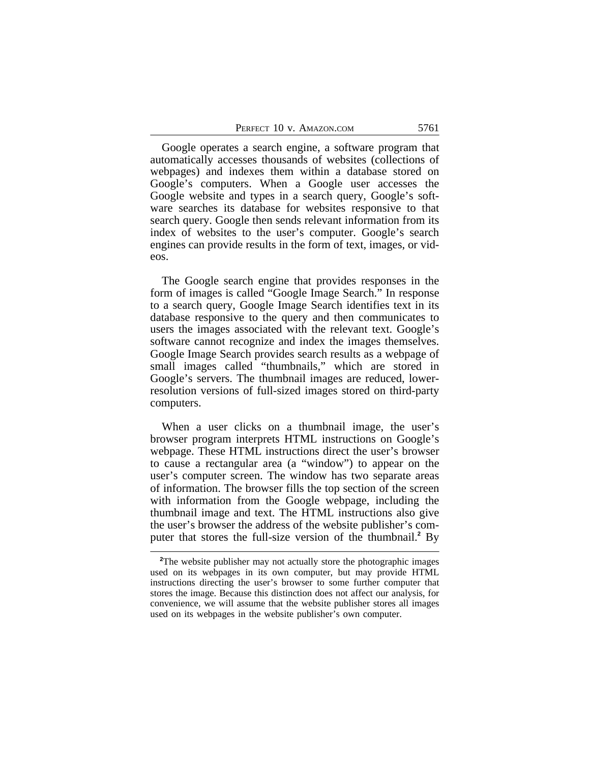Google operates a search engine, a software program that automatically accesses thousands of websites (collections of webpages) and indexes them within a database stored on Google's computers. When a Google user accesses the Google website and types in a search query, Google's software searches its database for websites responsive to that search query. Google then sends relevant information from its index of websites to the user's computer. Google's search engines can provide results in the form of text, images, or videos.

The Google search engine that provides responses in the form of images is called "Google Image Search." In response to a search query, Google Image Search identifies text in its database responsive to the query and then communicates to users the images associated with the relevant text. Google's software cannot recognize and index the images themselves. Google Image Search provides search results as a webpage of small images called "thumbnails," which are stored in Google's servers. The thumbnail images are reduced, lower-resolution versions of full-sized images stored on third-party computers.

When a user clicks on a thumbnail image, the user's browser program interprets HTML instructions on Google's webpage. These HTML instructions direct the user's browser to cause a rectangular area (a "window") to appear on the user's computer screen. The window has two separate areas of information. The browser fills the top section of the screen with information from the Google webpage, including the thumbnail image and text. The HTML instructions also give the user's browser the address of the website publisher's computer that stores the full-size version of the thumbnail.[2] By

---

[2]The website publisher may not actually store the photographic images used on its webpages in its own computer, but may provide HTML instructions directing the user's browser to some further computer that stores the image. Because this distinction does not affect our analysis, for convenience, we will assume that the website publisher stores all images used on its webpages in the website publisher's own computer.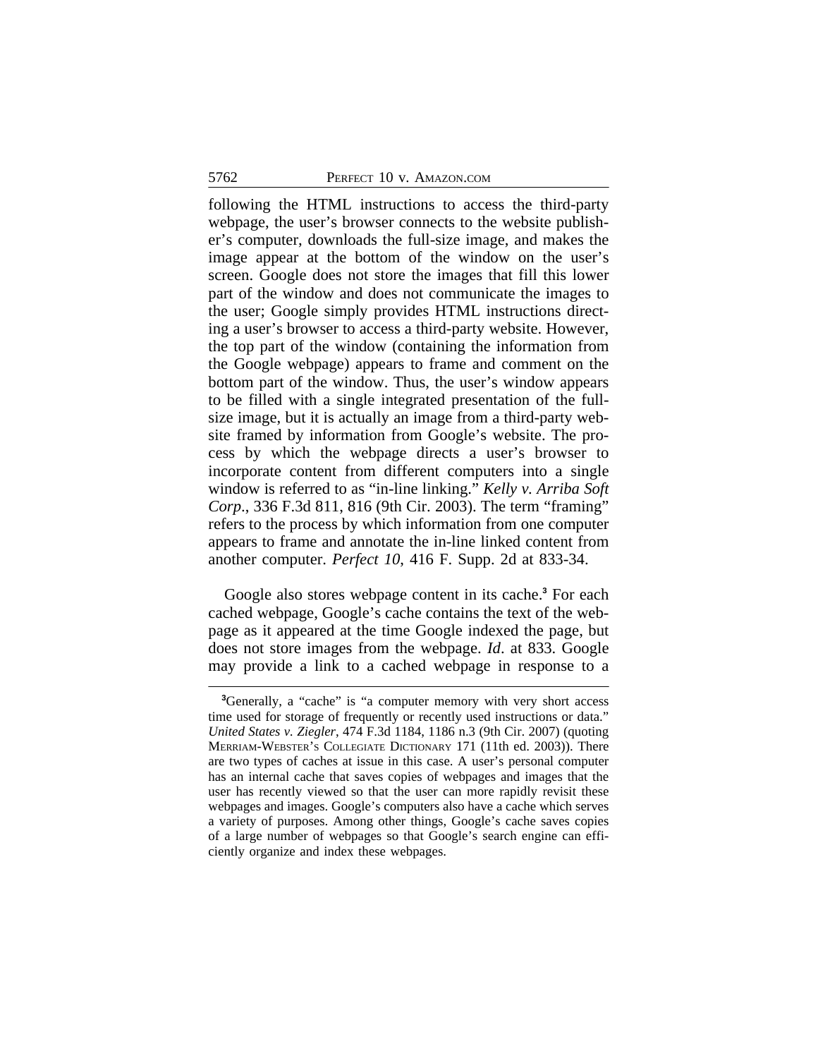following the HTML instructions to access the third-party webpage, the user's browser connects to the website publisher's computer, downloads the full-size image, and makes the image appear at the bottom of the window on the user's screen. Google does not store the images that fill this lower part of the window and does not communicate the images to the user; Google simply provides HTML instructions directing a user's browser to access a third-party website. However, the top part of the window (containing the information from the Google webpage) appears to frame and comment on the bottom part of the window. Thus, the user's window appears to be filled with a single integrated presentation of the full-size image, but it is actually an image from a third-party website framed by information from Google's website. The process by which the webpage directs a user's browser to incorporate content from different computers into a single window is referred to as "in-line linking." *Kelly v. Arriba Soft Corp*., 336 F.3d 811, 816 (9th Cir. 2003). The term "framing" refers to the process by which information from one computer appears to frame and annotate the in-line linked content from another computer. *Perfect 10*, 416 F. Supp. 2d at 833-34.

Google also stores webpage content in its cache.[3] For each cached webpage, Google's cache contains the text of the webpage as it appeared at the time Google indexed the page, but does not store images from the webpage. *Id*. at 833. Google may provide a link to a cached webpage in response to a

---

[3]Generally, a "cache" is "a computer memory with very short access time used for storage of frequently or recently used instructions or data." *United States v. Ziegler*, 474 F.3d 1184, 1186 n.3 (9th Cir. 2007) (quoting MERRIAM-WEBSTER'S COLLEGIATE DICTIONARY 171 (11th ed. 2003)). There are two types of caches at issue in this case. A user's personal computer has an internal cache that saves copies of webpages and images that the user has recently viewed so that the user can more rapidly revisit these webpages and images. Google's computers also have a cache which serves a variety of purposes. Among other things, Google's cache saves copies of a large number of webpages so that Google's search engine can efficiently organize and index these webpages.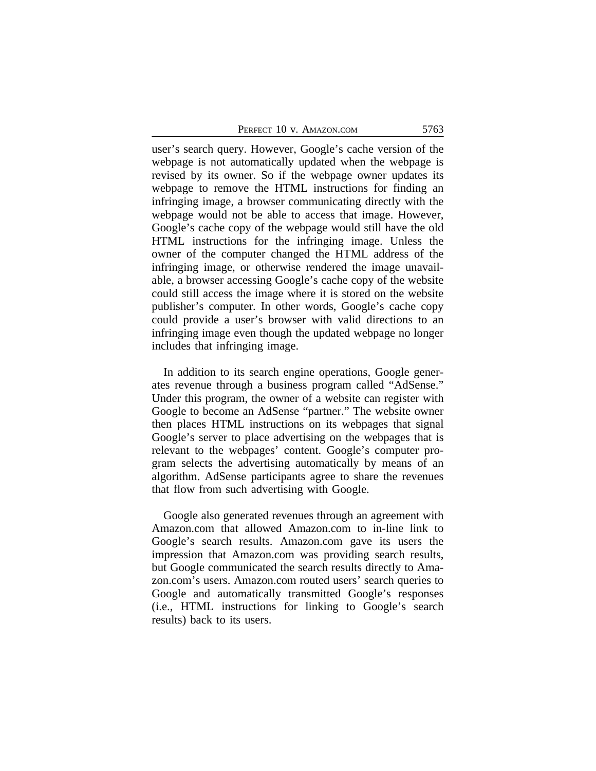user's search query. However, Google's cache version of the webpage is not automatically updated when the webpage is revised by its owner. So if the webpage owner updates its webpage to remove the HTML instructions for finding an infringing image, a browser communicating directly with the webpage would not be able to access that image. However, Google's cache copy of the webpage would still have the old HTML instructions for the infringing image. Unless the owner of the computer changed the HTML address of the infringing image, or otherwise rendered the image unavailable, a browser accessing Google's cache copy of the website could still access the image where it is stored on the website publisher's computer. In other words, Google's cache copy could provide a user's browser with valid directions to an infringing image even though the updated webpage no longer includes that infringing image.

In addition to its search engine operations, Google generates revenue through a business program called "AdSense." Under this program, the owner of a website can register with Google to become an AdSense "partner." The website owner then places HTML instructions on its webpages that signal Google's server to place advertising on the webpages that is relevant to the webpages' content. Google's computer program selects the advertising automatically by means of an algorithm. AdSense participants agree to share the revenues that flow from such advertising with Google.

Google also generated revenues through an agreement with Amazon.com that allowed Amazon.com to in-line link to Google's search results. Amazon.com gave its users the impression that Amazon.com was providing search results, but Google communicated the search results directly to Amazon.com's users. Amazon.com routed users' search queries to Google and automatically transmitted Google's responses (i.e., HTML instructions for linking to Google's search results) back to its users.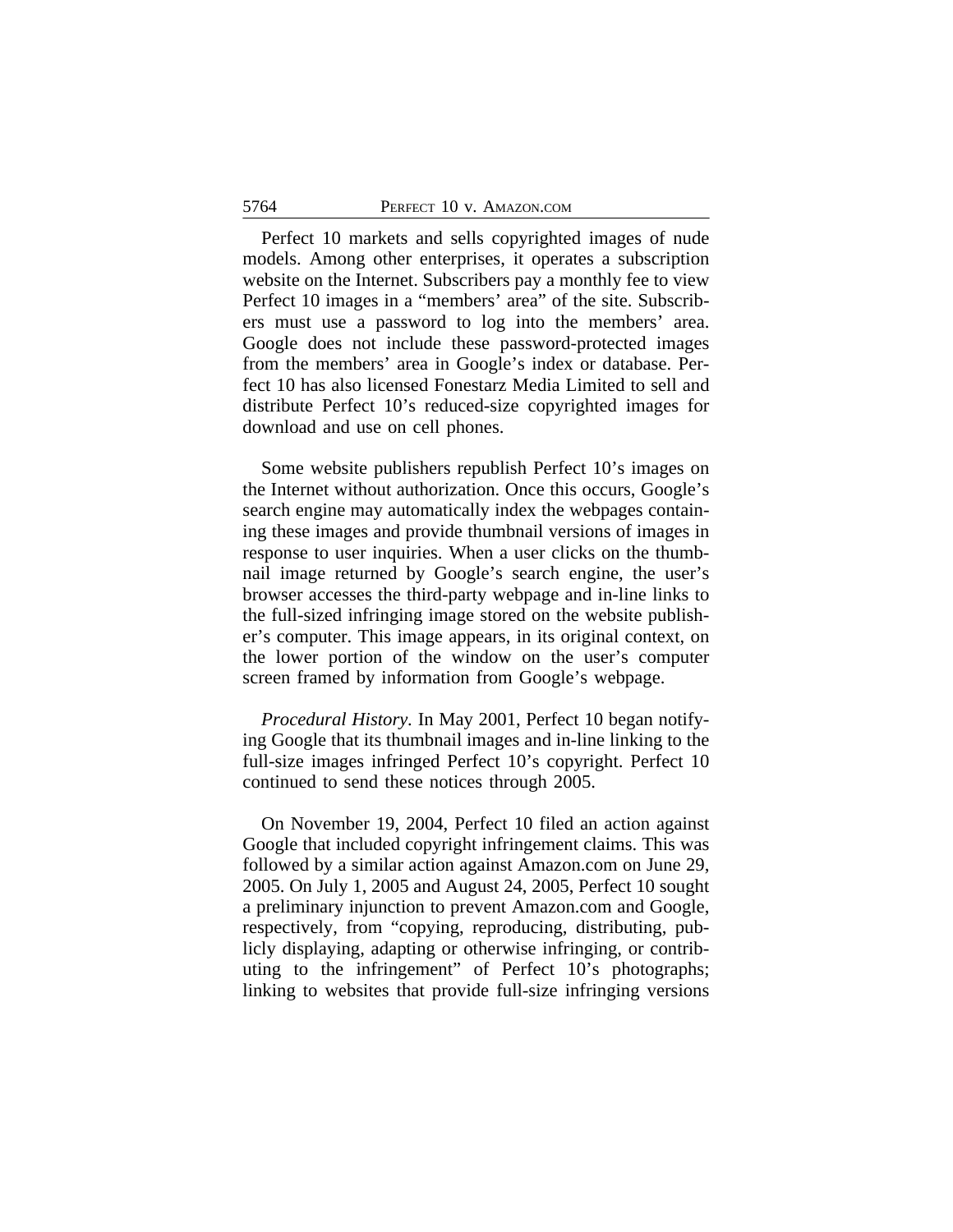Perfect 10 markets and sells copyrighted images of nude models. Among other enterprises, it operates a subscription website on the Internet. Subscribers pay a monthly fee to view Perfect 10 images in a "members' area" of the site. Subscribers must use a password to log into the members' area. Google does not include these password-protected images from the members' area in Google's index or database. Perfect 10 has also licensed Fonestarz Media Limited to sell and distribute Perfect 10's reduced-size copyrighted images for download and use on cell phones.

Some website publishers republish Perfect 10's images on the Internet without authorization. Once this occurs, Google's search engine may automatically index the webpages containing these images and provide thumbnail versions of images in response to user inquiries. When a user clicks on the thumbnail image returned by Google's search engine, the user's browser accesses the third-party webpage and in-line links to the full-sized infringing image stored on the website publisher's computer. This image appears, in its original context, on the lower portion of the window on the user's computer screen framed by information from Google's webpage.

*Procedural History.* In May 2001, Perfect 10 began notifying Google that its thumbnail images and in-line linking to the full-size images infringed Perfect 10's copyright. Perfect 10 continued to send these notices through 2005.

On November 19, 2004, Perfect 10 filed an action against Google that included copyright infringement claims. This was followed by a similar action against Amazon.com on June 29, 2005. On July 1, 2005 and August 24, 2005, Perfect 10 sought a preliminary injunction to prevent Amazon.com and Google, respectively, from "copying, reproducing, distributing, publicly displaying, adapting or otherwise infringing, or contributing to the infringement" of Perfect 10's photographs; linking to websites that provide full-size infringing versions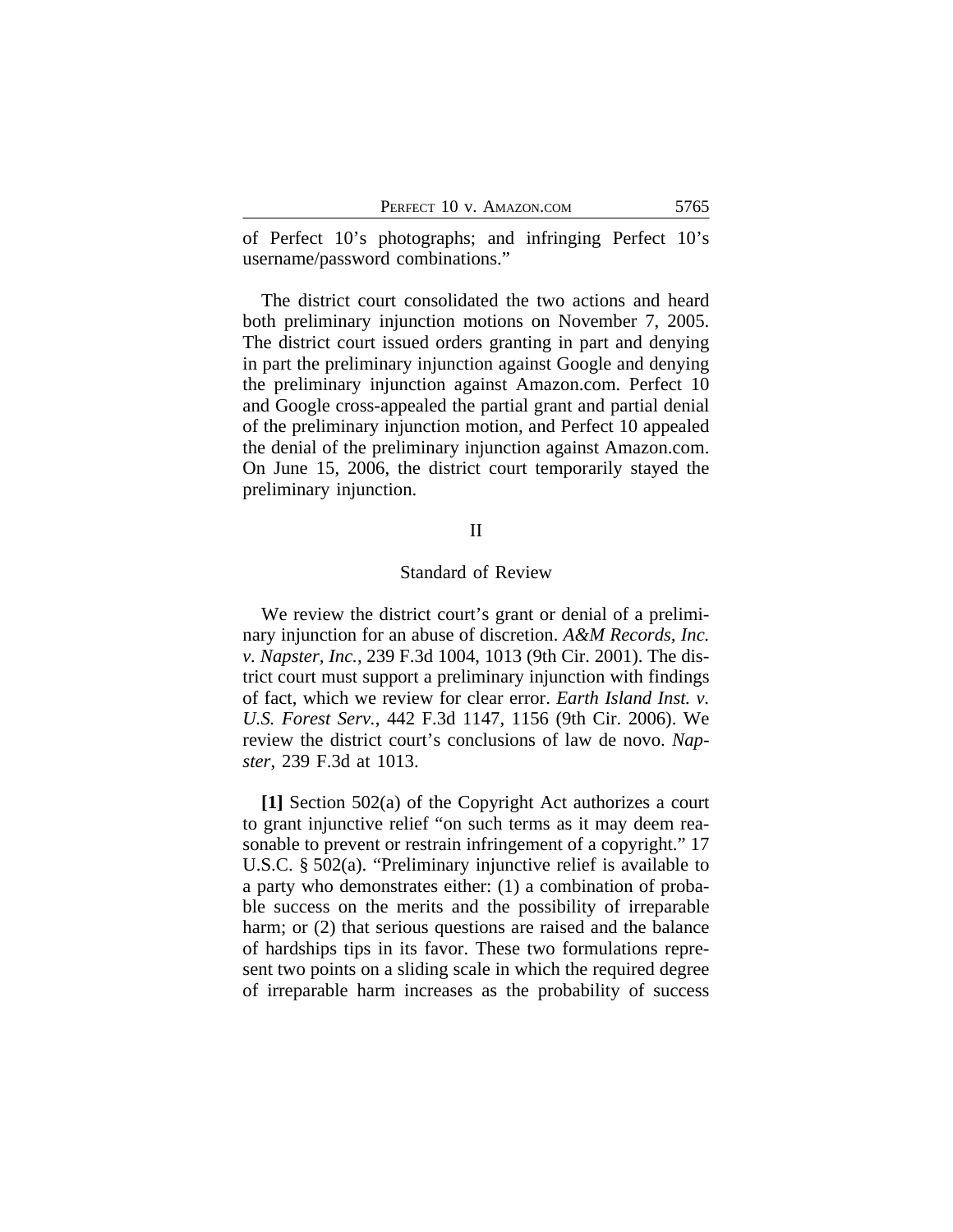of Perfect 10's photographs; and infringing Perfect 10's username/password combinations."

The district court consolidated the two actions and heard both preliminary injunction motions on November 7, 2005. The district court issued orders granting in part and denying in part the preliminary injunction against Google and denying the preliminary injunction against Amazon.com. Perfect 10 and Google cross-appealed the partial grant and partial denial of the preliminary injunction motion, and Perfect 10 appealed the denial of the preliminary injunction against Amazon.com. On June 15, 2006, the district court temporarily stayed the preliminary injunction.

## II

### Standard of Review

We review the district court's grant or denial of a preliminary injunction for an abuse of discretion. *A&M Records, Inc. v. Napster, Inc.*, 239 F.3d 1004, 1013 (9th Cir. 2001). The district court must support a preliminary injunction with findings of fact, which we review for clear error. *Earth Island Inst. v. U.S. Forest Serv.*, 442 F.3d 1147, 1156 (9th Cir. 2006). We review the district court's conclusions of law de novo. *Napster*, 239 F.3d at 1013.

**[1]** Section 502(a) of the Copyright Act authorizes a court to grant injunctive relief "on such terms as it may deem reasonable to prevent or restrain infringement of a copyright." 17 U.S.C. § 502(a). "Preliminary injunctive relief is available to a party who demonstrates either: (1) a combination of probable success on the merits and the possibility of irreparable harm; or (2) that serious questions are raised and the balance of hardships tips in its favor. These two formulations represent two points on a sliding scale in which the required degree of irreparable harm increases as the probability of success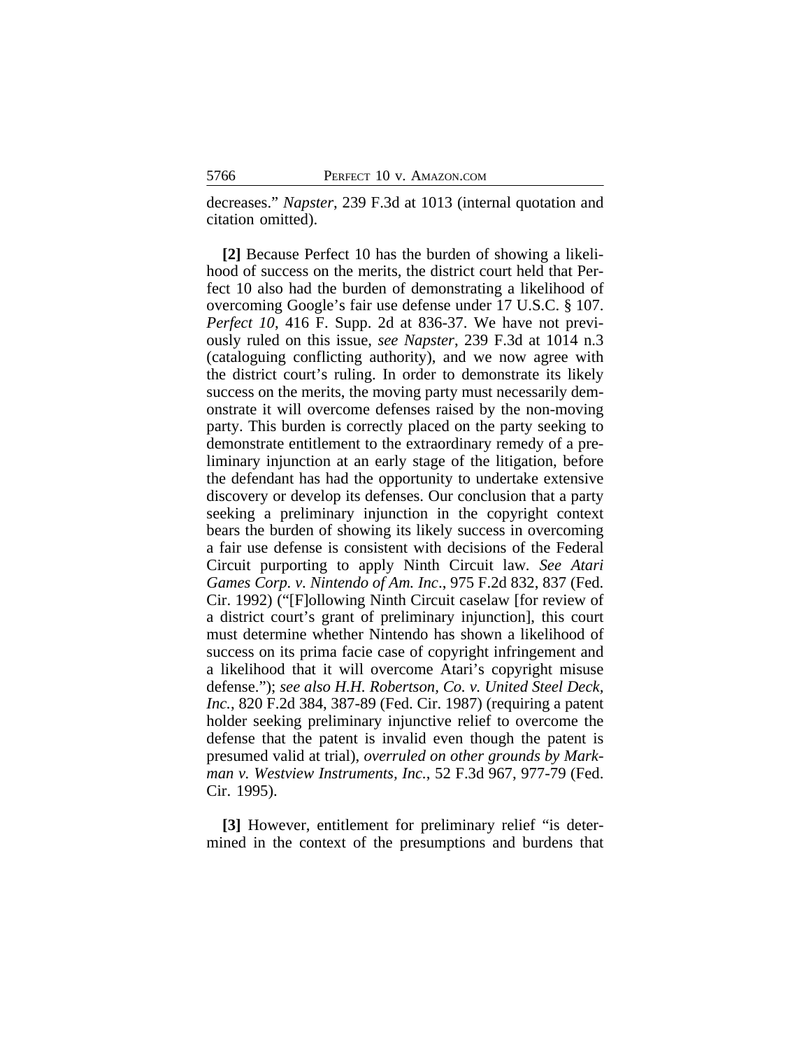decreases." *Napster*, 239 F.3d at 1013 (internal quotation and citation omitted).

**[2]** Because Perfect 10 has the burden of showing a likelihood of success on the merits, the district court held that Perfect 10 also had the burden of demonstrating a likelihood of overcoming Google's fair use defense under 17 U.S.C. § 107. *Perfect 10*, 416 F. Supp. 2d at 836-37. We have not previously ruled on this issue, *see Napster*, 239 F.3d at 1014 n.3 (cataloguing conflicting authority), and we now agree with the district court's ruling. In order to demonstrate its likely success on the merits, the moving party must necessarily demonstrate it will overcome defenses raised by the non-moving party. This burden is correctly placed on the party seeking to demonstrate entitlement to the extraordinary remedy of a preliminary injunction at an early stage of the litigation, before the defendant has had the opportunity to undertake extensive discovery or develop its defenses. Our conclusion that a party seeking a preliminary injunction in the copyright context bears the burden of showing its likely success in overcoming a fair use defense is consistent with decisions of the Federal Circuit purporting to apply Ninth Circuit law. *See Atari Games Corp. v. Nintendo of Am. Inc*., 975 F.2d 832, 837 (Fed. Cir. 1992) ("[F]ollowing Ninth Circuit caselaw [for review of a district court's grant of preliminary injunction], this court must determine whether Nintendo has shown a likelihood of success on its prima facie case of copyright infringement and a likelihood that it will overcome Atari's copyright misuse defense."); *see also H.H. Robertson, Co. v. United Steel Deck, Inc.*, 820 F.2d 384, 387-89 (Fed. Cir. 1987) (requiring a patent holder seeking preliminary injunctive relief to overcome the defense that the patent is invalid even though the patent is presumed valid at trial), *overruled on other grounds by Markman v. Westview Instruments, Inc.*, 52 F.3d 967, 977-79 (Fed. Cir. 1995).

**[3]** However, entitlement for preliminary relief "is determined in the context of the presumptions and burdens that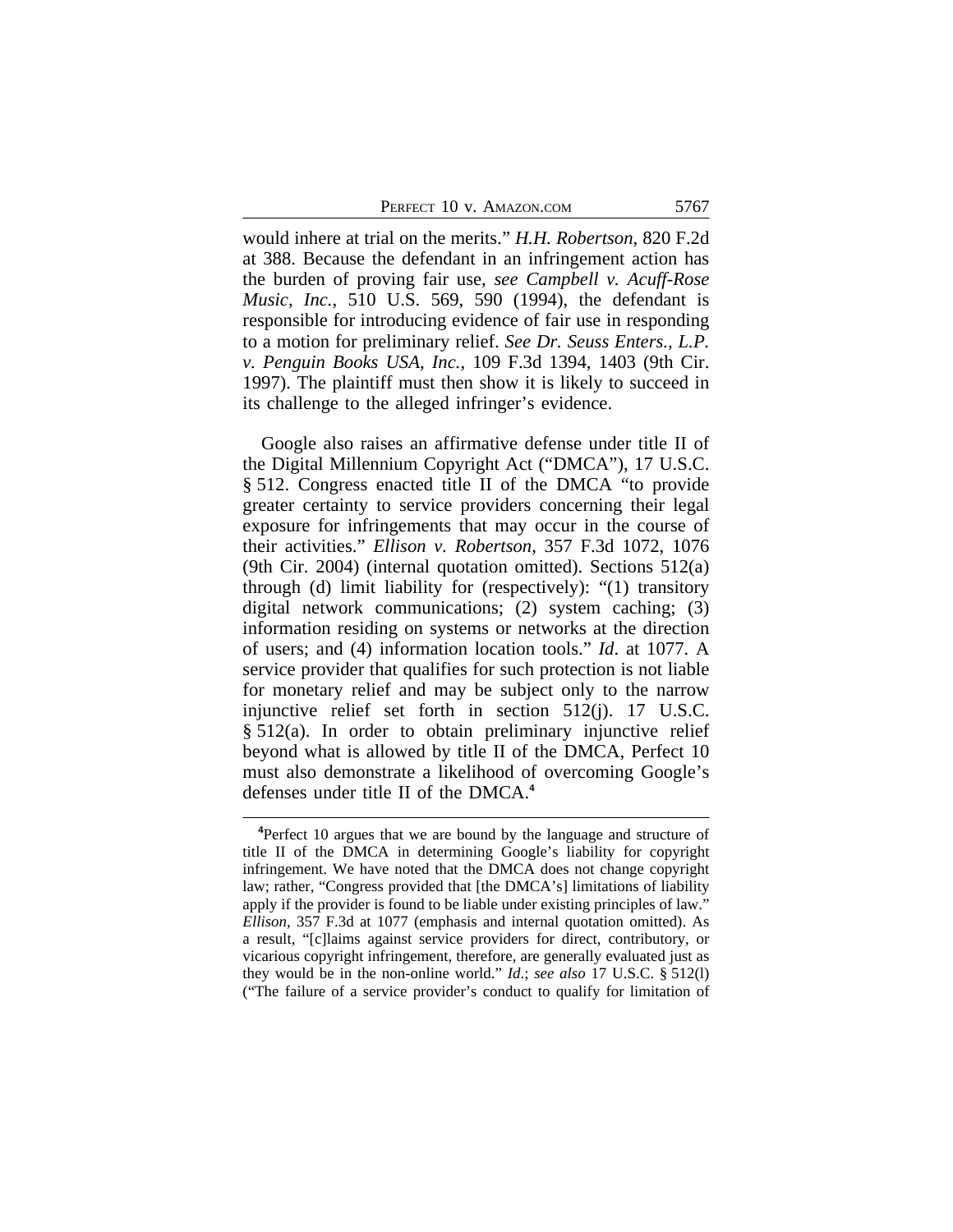would inhere at trial on the merits." *H.H. Robertson*, 820 F.2d at 388. Because the defendant in an infringement action has the burden of proving fair use, *see Campbell v. Acuff-Rose Music, Inc.*, 510 U.S. 569, 590 (1994), the defendant is responsible for introducing evidence of fair use in responding to a motion for preliminary relief. *See Dr. Seuss Enters., L.P. v. Penguin Books USA, Inc.*, 109 F.3d 1394, 1403 (9th Cir. 1997). The plaintiff must then show it is likely to succeed in its challenge to the alleged infringer's evidence.

Google also raises an affirmative defense under title II of the Digital Millennium Copyright Act ("DMCA"), 17 U.S.C. § 512. Congress enacted title II of the DMCA "to provide greater certainty to service providers concerning their legal exposure for infringements that may occur in the course of their activities." *Ellison v. Robertson*, 357 F.3d 1072, 1076 (9th Cir. 2004) (internal quotation omitted). Sections 512(a) through (d) limit liability for (respectively): "(1) transitory digital network communications; (2) system caching; (3) information residing on systems or networks at the direction of users; and (4) information location tools." *Id*. at 1077. A service provider that qualifies for such protection is not liable for monetary relief and may be subject only to the narrow injunctive relief set forth in section 512(j). 17 U.S.C. § 512(a). In order to obtain preliminary injunctive relief beyond what is allowed by title II of the DMCA, Perfect 10 must also demonstrate a likelihood of overcoming Google's defenses under title II of the DMCA.[4]

[4]Perfect 10 argues that we are bound by the language and structure of title II of the DMCA in determining Google's liability for copyright infringement. We have noted that the DMCA does not change copyright law; rather, "Congress provided that [the DMCA's] limitations of liability apply if the provider is found to be liable under existing principles of law." *Ellison*, 357 F.3d at 1077 (emphasis and internal quotation omitted). As a result, "[c]laims against service providers for direct, contributory, or vicarious copyright infringement, therefore, are generally evaluated just as they would be in the non-online world." *Id*.; *see also* 17 U.S.C. § 512(l) ("The failure of a service provider's conduct to qualify for limitation of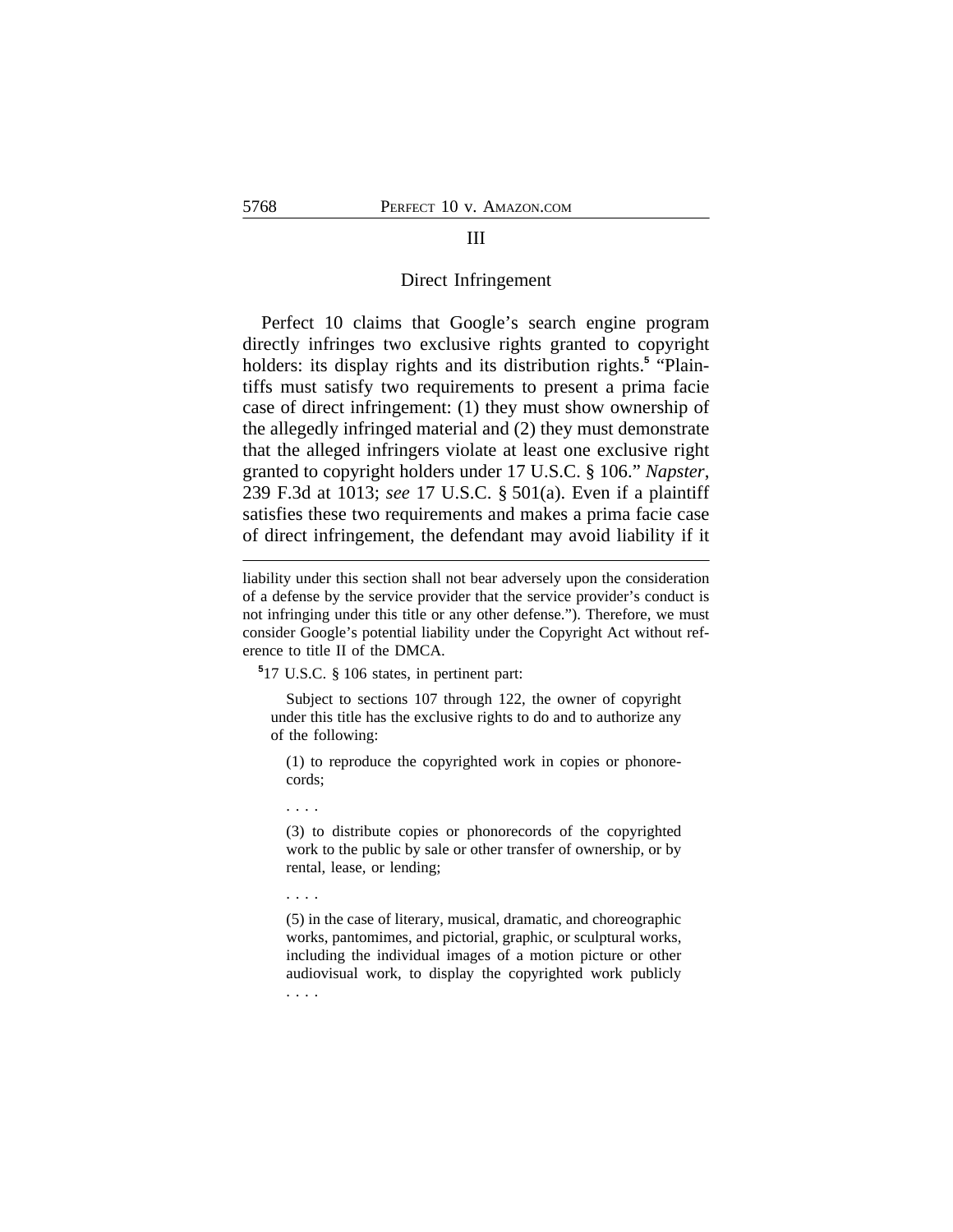## III

### Direct Infringement

Perfect 10 claims that Google's search engine program directly infringes two exclusive rights granted to copyright holders: its display rights and its distribution rights.[5] "Plaintiffs must satisfy two requirements to present a prima facie case of direct infringement: (1) they must show ownership of the allegedly infringed material and (2) they must demonstrate that the alleged infringers violate at least one exclusive right granted to copyright holders under 17 U.S.C. § 106." *Napster*, 239 F.3d at 1013; *see* 17 U.S.C. § 501(a). Even if a plaintiff satisfies these two requirements and makes a prima facie case of direct infringement, the defendant may avoid liability if it

---

liability under this section shall not bear adversely upon the consideration of a defense by the service provider that the service provider's conduct is not infringing under this title or any other defense."). Therefore, we must consider Google's potential liability under the Copyright Act without reference to title II of the DMCA.

[5] 17 U.S.C. § 106 states, in pertinent part:

> Subject to sections 107 through 122, the owner of copyright under this title has the exclusive rights to do and to authorize any of the following:
>
> (1) to reproduce the copyrighted work in copies or phonorecords;
>
> . . . .
>
> (3) to distribute copies or phonorecords of the copyrighted work to the public by sale or other transfer of ownership, or by rental, lease, or lending;
>
> . . . .
>
> (5) in the case of literary, musical, dramatic, and choreographic works, pantomimes, and pictorial, graphic, or sculptural works, including the individual images of a motion picture or other audiovisual work, to display the copyrighted work publicly . . . .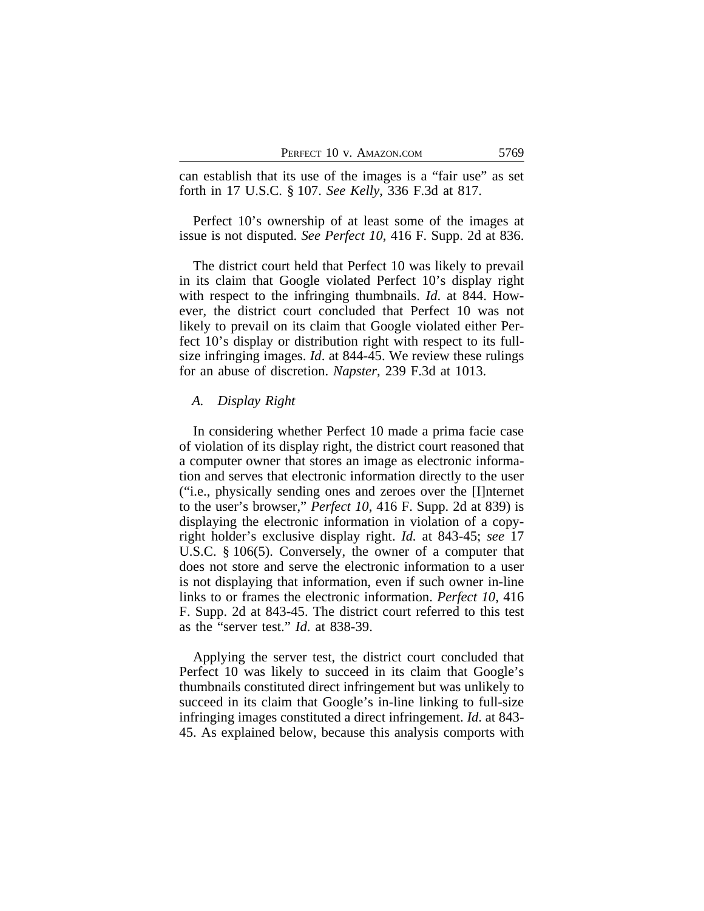can establish that its use of the images is a "fair use" as set forth in 17 U.S.C. § 107. *See Kelly*, 336 F.3d at 817.

Perfect 10's ownership of at least some of the images at issue is not disputed. *See Perfect 10*, 416 F. Supp. 2d at 836.

The district court held that Perfect 10 was likely to prevail in its claim that Google violated Perfect 10's display right with respect to the infringing thumbnails. *Id*. at 844. However, the district court concluded that Perfect 10 was not likely to prevail on its claim that Google violated either Perfect 10's display or distribution right with respect to its full-size infringing images. *Id*. at 844-45. We review these rulings for an abuse of discretion. *Napster*, 239 F.3d at 1013.

### *A. Display Right*

In considering whether Perfect 10 made a prima facie case of violation of its display right, the district court reasoned that a computer owner that stores an image as electronic information and serves that electronic information directly to the user ("i.e., physically sending ones and zeroes over the [I]nternet to the user's browser," *Perfect 10*, 416 F. Supp. 2d at 839) is displaying the electronic information in violation of a copyright holder's exclusive display right. *Id.* at 843-45; *see* 17 U.S.C. § 106(5). Conversely, the owner of a computer that does not store and serve the electronic information to a user is not displaying that information, even if such owner in-line links to or frames the electronic information. *Perfect 10*, 416 F. Supp. 2d at 843-45. The district court referred to this test as the "server test." *Id.* at 838-39.

Applying the server test, the district court concluded that Perfect 10 was likely to succeed in its claim that Google's thumbnails constituted direct infringement but was unlikely to succeed in its claim that Google's in-line linking to full-size infringing images constituted a direct infringement. *Id*. at 843-45. As explained below, because this analysis comports with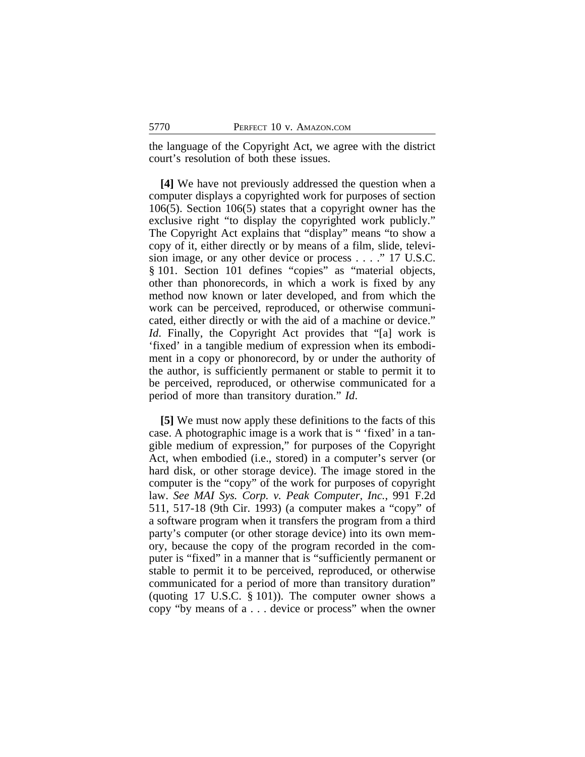the language of the Copyright Act, we agree with the district court's resolution of both these issues.

**[4]** We have not previously addressed the question when a computer displays a copyrighted work for purposes of section 106(5). Section 106(5) states that a copyright owner has the exclusive right "to display the copyrighted work publicly." The Copyright Act explains that "display" means "to show a copy of it, either directly or by means of a film, slide, television image, or any other device or process . . . ." 17 U.S.C. § 101. Section 101 defines "copies" as "material objects, other than phonorecords, in which a work is fixed by any method now known or later developed, and from which the work can be perceived, reproduced, or otherwise communicated, either directly or with the aid of a machine or device." *Id*. Finally, the Copyright Act provides that "[a] work is 'fixed' in a tangible medium of expression when its embodiment in a copy or phonorecord, by or under the authority of the author, is sufficiently permanent or stable to permit it to be perceived, reproduced, or otherwise communicated for a period of more than transitory duration." *Id*.

**[5]** We must now apply these definitions to the facts of this case. A photographic image is a work that is " 'fixed' in a tangible medium of expression," for purposes of the Copyright Act, when embodied (i.e., stored) in a computer's server (or hard disk, or other storage device). The image stored in the computer is the "copy" of the work for purposes of copyright law. *See MAI Sys. Corp. v. Peak Computer, Inc.*, 991 F.2d 511, 517-18 (9th Cir. 1993) (a computer makes a "copy" of a software program when it transfers the program from a third party's computer (or other storage device) into its own memory, because the copy of the program recorded in the computer is "fixed" in a manner that is "sufficiently permanent or stable to permit it to be perceived, reproduced, or otherwise communicated for a period of more than transitory duration" (quoting 17 U.S.C. § 101)). The computer owner shows a copy "by means of a . . . device or process" when the owner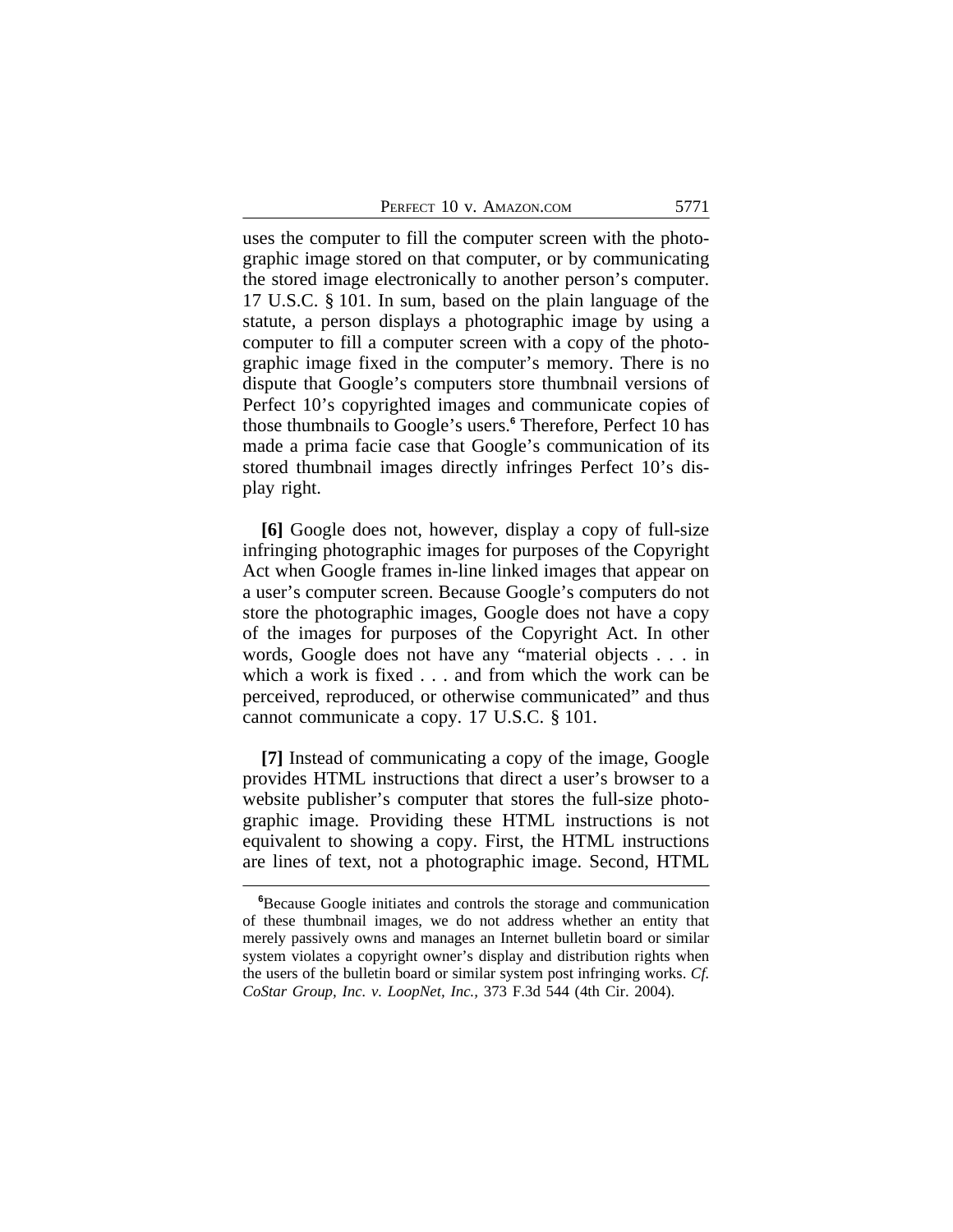uses the computer to fill the computer screen with the photographic image stored on that computer, or by communicating the stored image electronically to another person's computer. 17 U.S.C. § 101. In sum, based on the plain language of the statute, a person displays a photographic image by using a computer to fill a computer screen with a copy of the photographic image fixed in the computer's memory. There is no dispute that Google's computers store thumbnail versions of Perfect 10's copyrighted images and communicate copies of those thumbnails to Google's users.[6] Therefore, Perfect 10 has made a prima facie case that Google's communication of its stored thumbnail images directly infringes Perfect 10's display right.

**[6]** Google does not, however, display a copy of full-size infringing photographic images for purposes of the Copyright Act when Google frames in-line linked images that appear on a user's computer screen. Because Google's computers do not store the photographic images, Google does not have a copy of the images for purposes of the Copyright Act. In other words, Google does not have any "material objects . . . in which a work is fixed . . . and from which the work can be perceived, reproduced, or otherwise communicated" and thus cannot communicate a copy. 17 U.S.C. § 101.

**[7]** Instead of communicating a copy of the image, Google provides HTML instructions that direct a user's browser to a website publisher's computer that stores the full-size photographic image. Providing these HTML instructions is not equivalent to showing a copy. First, the HTML instructions are lines of text, not a photographic image. Second, HTML

---

[6]Because Google initiates and controls the storage and communication of these thumbnail images, we do not address whether an entity that merely passively owns and manages an Internet bulletin board or similar system violates a copyright owner's display and distribution rights when the users of the bulletin board or similar system post infringing works. *Cf. CoStar Group, Inc. v. LoopNet, Inc.*, 373 F.3d 544 (4th Cir. 2004).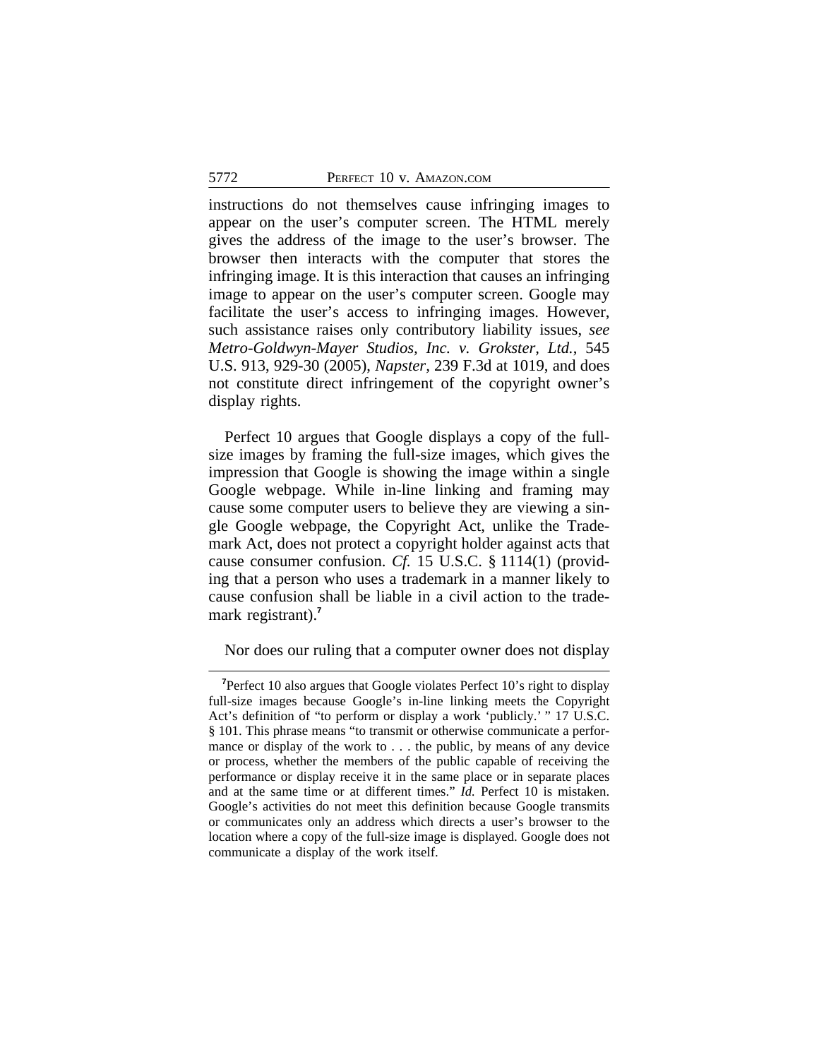instructions do not themselves cause infringing images to appear on the user's computer screen. The HTML merely gives the address of the image to the user's browser. The browser then interacts with the computer that stores the infringing image. It is this interaction that causes an infringing image to appear on the user's computer screen. Google may facilitate the user's access to infringing images. However, such assistance raises only contributory liability issues, *see Metro-Goldwyn-Mayer Studios, Inc. v. Grokster, Ltd.*, 545 U.S. 913, 929-30 (2005), *Napster*, 239 F.3d at 1019, and does not constitute direct infringement of the copyright owner's display rights.

Perfect 10 argues that Google displays a copy of the full-size images by framing the full-size images, which gives the impression that Google is showing the image within a single Google webpage. While in-line linking and framing may cause some computer users to believe they are viewing a single Google webpage, the Copyright Act, unlike the Trademark Act, does not protect a copyright holder against acts that cause consumer confusion. *Cf.* 15 U.S.C. § 1114(1) (providing that a person who uses a trademark in a manner likely to cause confusion shall be liable in a civil action to the trademark registrant).[7]

Nor does our ruling that a computer owner does not display

---

[7]Perfect 10 also argues that Google violates Perfect 10's right to display full-size images because Google's in-line linking meets the Copyright Act's definition of "to perform or display a work 'publicly.' " 17 U.S.C. § 101. This phrase means "to transmit or otherwise communicate a performance or display of the work to . . . the public, by means of any device or process, whether the members of the public capable of receiving the performance or display receive it in the same place or in separate places and at the same time or at different times." *Id.* Perfect 10 is mistaken. Google's activities do not meet this definition because Google transmits or communicates only an address which directs a user's browser to the location where a copy of the full-size image is displayed. Google does not communicate a display of the work itself.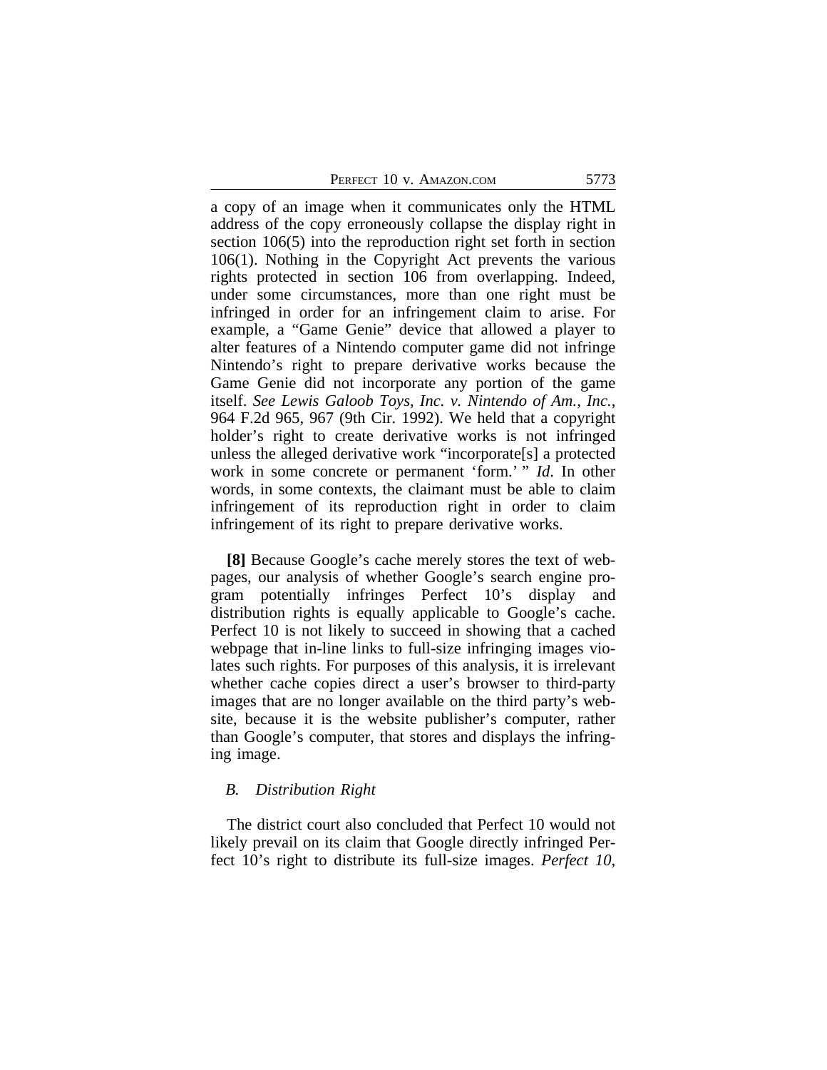a copy of an image when it communicates only the HTML address of the copy erroneously collapse the display right in section 106(5) into the reproduction right set forth in section 106(1). Nothing in the Copyright Act prevents the various rights protected in section 106 from overlapping. Indeed, under some circumstances, more than one right must be infringed in order for an infringement claim to arise. For example, a "Game Genie" device that allowed a player to alter features of a Nintendo computer game did not infringe Nintendo's right to prepare derivative works because the Game Genie did not incorporate any portion of the game itself. *See Lewis Galoob Toys, Inc. v. Nintendo of Am., Inc.*, 964 F.2d 965, 967 (9th Cir. 1992). We held that a copyright holder's right to create derivative works is not infringed unless the alleged derivative work "incorporate[s] a protected work in some concrete or permanent 'form.' " *Id.* In other words, in some contexts, the claimant must be able to claim infringement of its reproduction right in order to claim infringement of its right to prepare derivative works.

**[8]** Because Google's cache merely stores the text of webpages, our analysis of whether Google's search engine program potentially infringes Perfect 10's display and distribution rights is equally applicable to Google's cache. Perfect 10 is not likely to succeed in showing that a cached webpage that in-line links to full-size infringing images violates such rights. For purposes of this analysis, it is irrelevant whether cache copies direct a user's browser to third-party images that are no longer available on the third party's website, because it is the website publisher's computer, rather than Google's computer, that stores and displays the infringing image.

### *B. Distribution Right*

The district court also concluded that Perfect 10 would not likely prevail on its claim that Google directly infringed Perfect 10's right to distribute its full-size images. *Perfect 10*,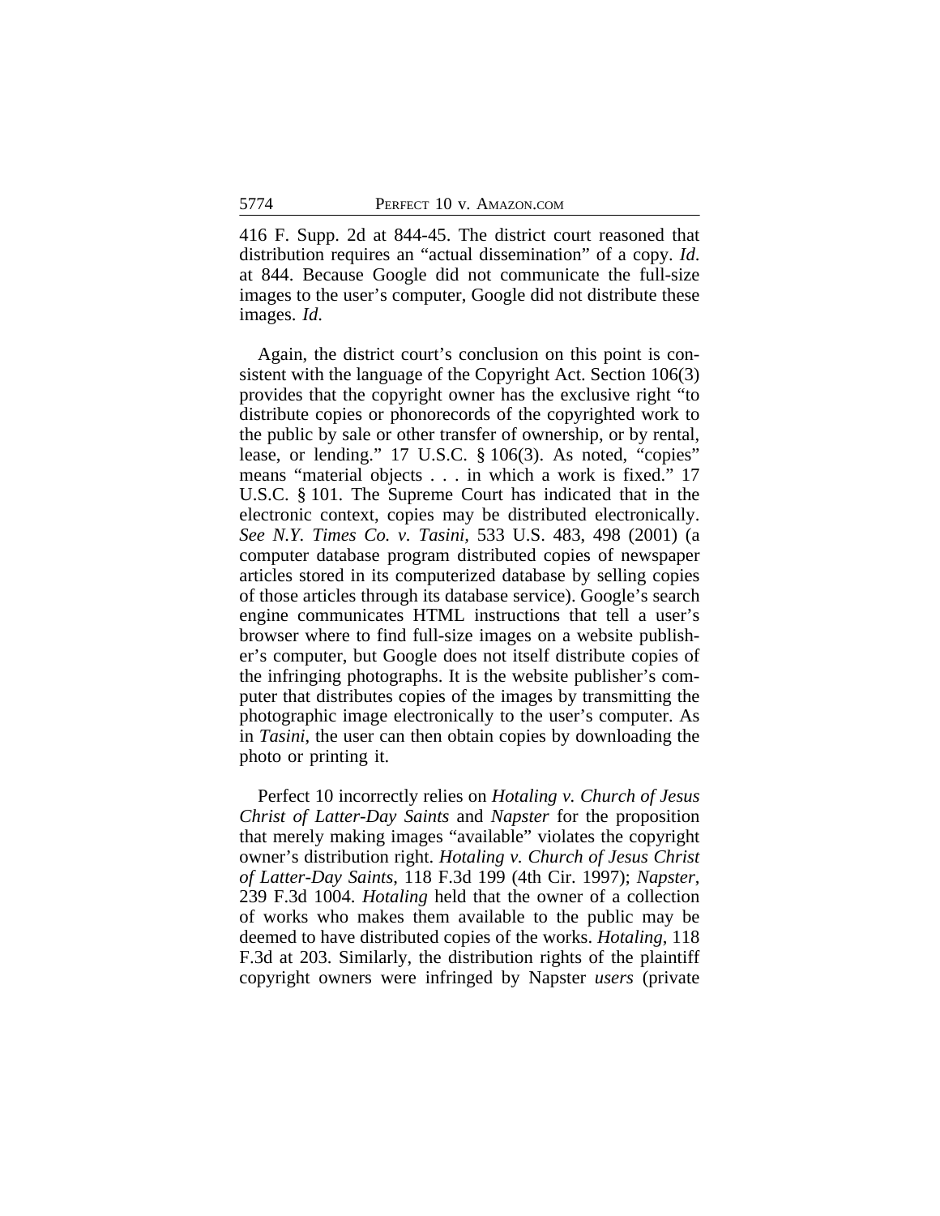416 F. Supp. 2d at 844-45. The district court reasoned that distribution requires an "actual dissemination" of a copy. *Id.* at 844. Because Google did not communicate the full-size images to the user's computer, Google did not distribute these images. *Id.*

Again, the district court's conclusion on this point is consistent with the language of the Copyright Act. Section 106(3) provides that the copyright owner has the exclusive right "to distribute copies or phonorecords of the copyrighted work to the public by sale or other transfer of ownership, or by rental, lease, or lending." 17 U.S.C. § 106(3). As noted, "copies" means "material objects . . . in which a work is fixed." 17 U.S.C. § 101. The Supreme Court has indicated that in the electronic context, copies may be distributed electronically. *See N.Y. Times Co. v. Tasini*, 533 U.S. 483, 498 (2001) (a computer database program distributed copies of newspaper articles stored in its computerized database by selling copies of those articles through its database service). Google's search engine communicates HTML instructions that tell a user's browser where to find full-size images on a website publisher's computer, but Google does not itself distribute copies of the infringing photographs. It is the website publisher's computer that distributes copies of the images by transmitting the photographic image electronically to the user's computer. As in *Tasini*, the user can then obtain copies by downloading the photo or printing it.

Perfect 10 incorrectly relies on *Hotaling v. Church of Jesus Christ of Latter-Day Saints* and *Napster* for the proposition that merely making images "available" violates the copyright owner's distribution right. *Hotaling v. Church of Jesus Christ of Latter-Day Saints*, 118 F.3d 199 (4th Cir. 1997); *Napster*, 239 F.3d 1004. *Hotaling* held that the owner of a collection of works who makes them available to the public may be deemed to have distributed copies of the works. *Hotaling*, 118 F.3d at 203. Similarly, the distribution rights of the plaintiff copyright owners were infringed by Napster *users* (private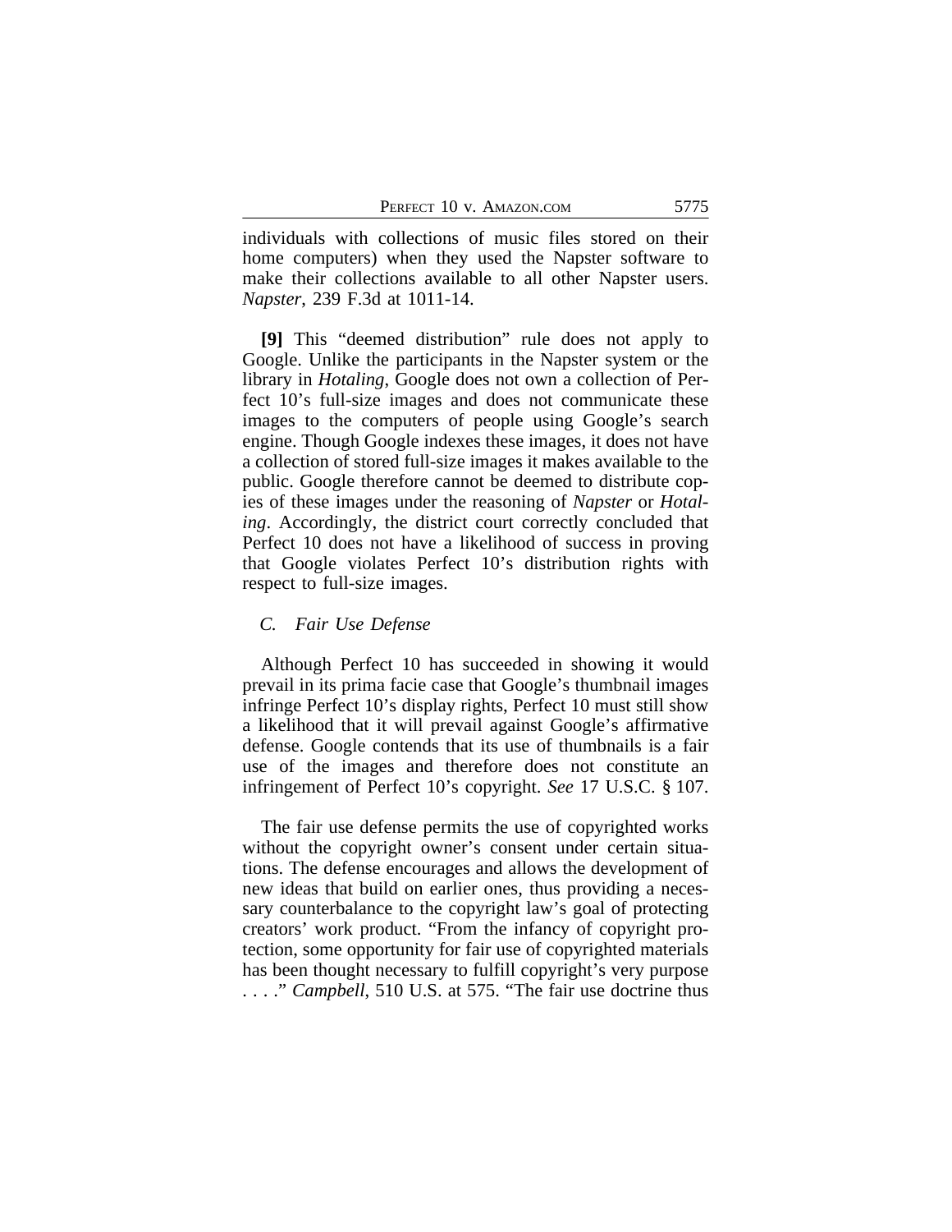individuals with collections of music files stored on their home computers) when they used the Napster software to make their collections available to all other Napster users. *Napster*, 239 F.3d at 1011-14.

**[9]** This "deemed distribution" rule does not apply to Google. Unlike the participants in the Napster system or the library in *Hotaling*, Google does not own a collection of Perfect 10's full-size images and does not communicate these images to the computers of people using Google's search engine. Though Google indexes these images, it does not have a collection of stored full-size images it makes available to the public. Google therefore cannot be deemed to distribute copies of these images under the reasoning of *Napster* or *Hotaling*. Accordingly, the district court correctly concluded that Perfect 10 does not have a likelihood of success in proving that Google violates Perfect 10's distribution rights with respect to full-size images.

### *C. Fair Use Defense*

Although Perfect 10 has succeeded in showing it would prevail in its prima facie case that Google's thumbnail images infringe Perfect 10's display rights, Perfect 10 must still show a likelihood that it will prevail against Google's affirmative defense. Google contends that its use of thumbnails is a fair use of the images and therefore does not constitute an infringement of Perfect 10's copyright. *See* 17 U.S.C. § 107.

The fair use defense permits the use of copyrighted works without the copyright owner's consent under certain situations. The defense encourages and allows the development of new ideas that build on earlier ones, thus providing a necessary counterbalance to the copyright law's goal of protecting creators' work product. "From the infancy of copyright protection, some opportunity for fair use of copyrighted materials has been thought necessary to fulfill copyright's very purpose . . . ." *Campbell*, 510 U.S. at 575. "The fair use doctrine thus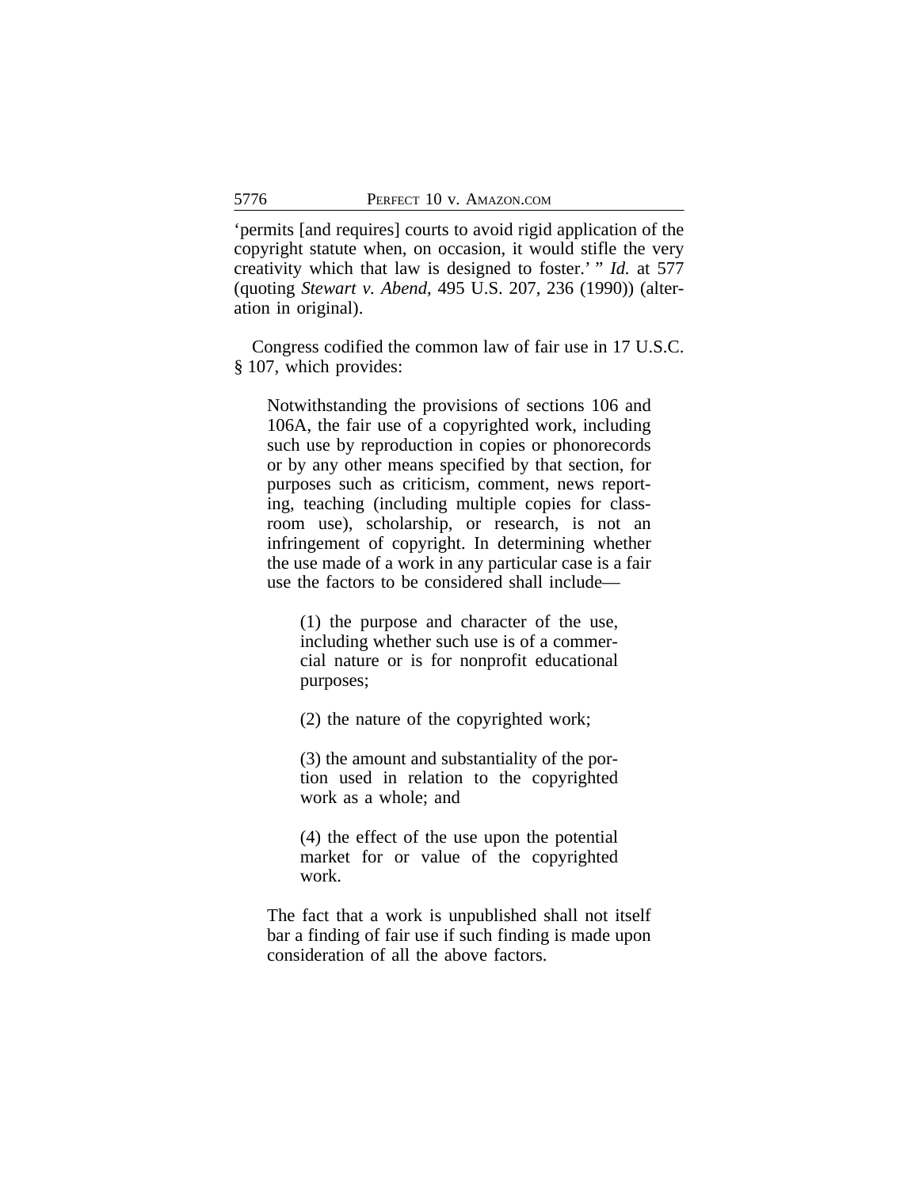'permits [and requires] courts to avoid rigid application of the copyright statute when, on occasion, it would stifle the very creativity which that law is designed to foster.' " *Id.* at 577 (quoting *Stewart v. Abend*, 495 U.S. 207, 236 (1990)) (alteration in original).

Congress codified the common law of fair use in 17 U.S.C. § 107, which provides:

> Notwithstanding the provisions of sections 106 and 106A, the fair use of a copyrighted work, including such use by reproduction in copies or phonorecords or by any other means specified by that section, for purposes such as criticism, comment, news reporting, teaching (including multiple copies for classroom use), scholarship, or research, is not an infringement of copyright. In determining whether the use made of a work in any particular case is a fair use the factors to be considered shall include—
>
> > (1) the purpose and character of the use, including whether such use is of a commercial nature or is for nonprofit educational purposes;
> >
> > (2) the nature of the copyrighted work;
> >
> > (3) the amount and substantiality of the portion used in relation to the copyrighted work as a whole; and
> >
> > (4) the effect of the use upon the potential market for or value of the copyrighted work.
>
> The fact that a work is unpublished shall not itself bar a finding of fair use if such finding is made upon consideration of all the above factors.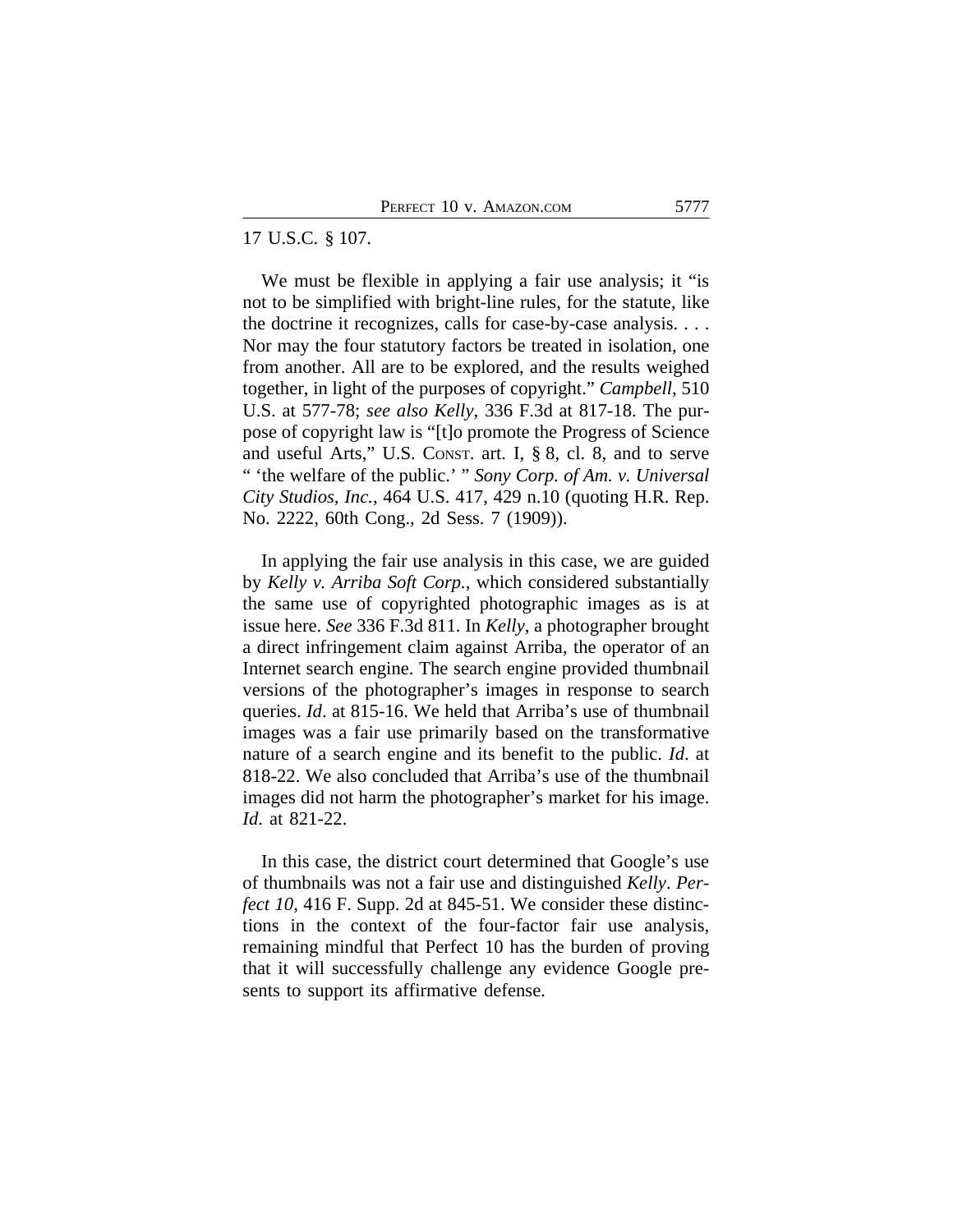17 U.S.C. § 107.

We must be flexible in applying a fair use analysis; it "is not to be simplified with bright-line rules, for the statute, like the doctrine it recognizes, calls for case-by-case analysis. . . . Nor may the four statutory factors be treated in isolation, one from another. All are to be explored, and the results weighed together, in light of the purposes of copyright." *Campbell*, 510 U.S. at 577-78; *see also Kelly*, 336 F.3d at 817-18. The purpose of copyright law is "[t]o promote the Progress of Science and useful Arts," U.S. CONST. art. I, § 8, cl. 8, and to serve " 'the welfare of the public.' " *Sony Corp. of Am. v. Universal City Studios, Inc.*, 464 U.S. 417, 429 n.10 (quoting H.R. Rep. No. 2222, 60th Cong., 2d Sess. 7 (1909)).

In applying the fair use analysis in this case, we are guided by *Kelly v. Arriba Soft Corp.*, which considered substantially the same use of copyrighted photographic images as is at issue here. *See* 336 F.3d 811. In *Kelly*, a photographer brought a direct infringement claim against Arriba, the operator of an Internet search engine. The search engine provided thumbnail versions of the photographer's images in response to search queries. *Id*. at 815-16. We held that Arriba's use of thumbnail images was a fair use primarily based on the transformative nature of a search engine and its benefit to the public. *Id*. at 818-22. We also concluded that Arriba's use of the thumbnail images did not harm the photographer's market for his image. *Id*. at 821-22.

In this case, the district court determined that Google's use of thumbnails was not a fair use and distinguished *Kelly*. *Perfect 10*, 416 F. Supp. 2d at 845-51. We consider these distinctions in the context of the four-factor fair use analysis, remaining mindful that Perfect 10 has the burden of proving that it will successfully challenge any evidence Google presents to support its affirmative defense.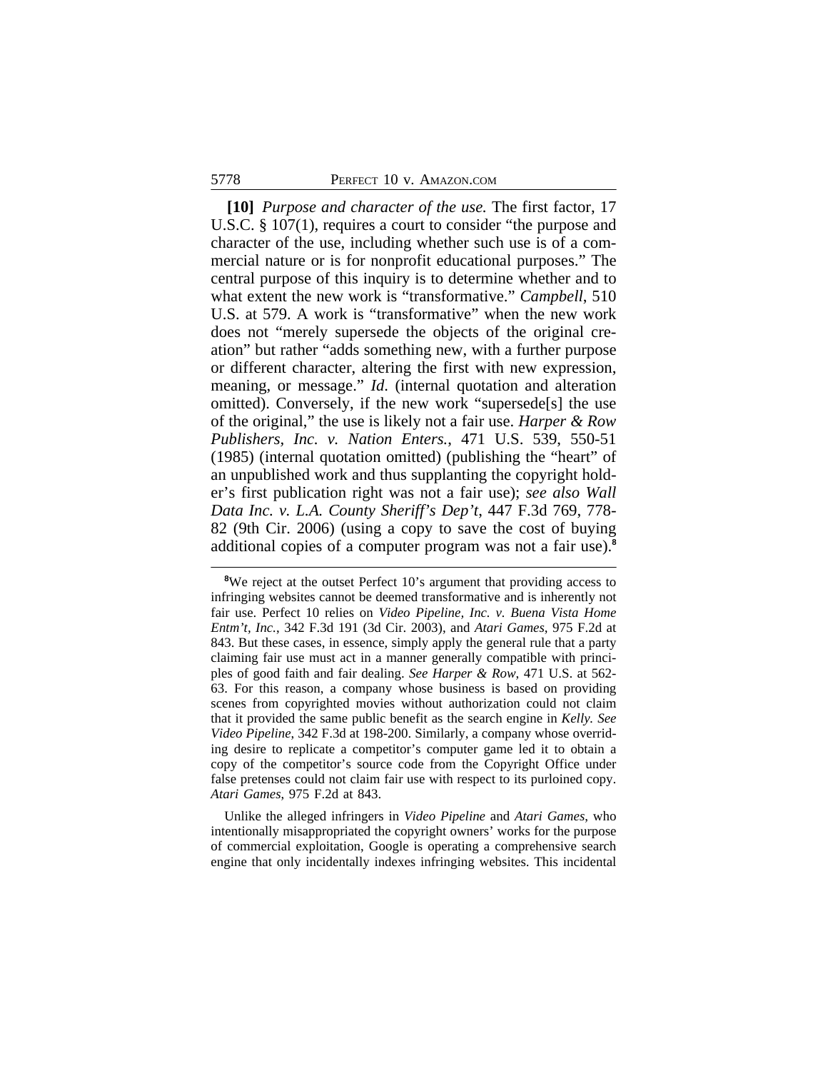**[10]** *Purpose and character of the use.* The first factor, 17 U.S.C. § 107(1), requires a court to consider "the purpose and character of the use, including whether such use is of a commercial nature or is for nonprofit educational purposes." The central purpose of this inquiry is to determine whether and to what extent the new work is "transformative." *Campbell*, 510 U.S. at 579. A work is "transformative" when the new work does not "merely supersede the objects of the original creation" but rather "adds something new, with a further purpose or different character, altering the first with new expression, meaning, or message." *Id*. (internal quotation and alteration omitted). Conversely, if the new work "supersede[s] the use of the original," the use is likely not a fair use. *Harper & Row Publishers, Inc. v. Nation Enters.*, 471 U.S. 539, 550-51 (1985) (internal quotation omitted) (publishing the "heart" of an unpublished work and thus supplanting the copyright holder's first publication right was not a fair use); *see also Wall Data Inc. v. L.A. County Sheriff's Dep't*, 447 F.3d 769, 778-82 (9th Cir. 2006) (using a copy to save the cost of buying additional copies of a computer program was not a fair use).[8]

---

[8]We reject at the outset Perfect 10's argument that providing access to infringing websites cannot be deemed transformative and is inherently not fair use. Perfect 10 relies on *Video Pipeline, Inc. v. Buena Vista Home Entm't, Inc.*, 342 F.3d 191 (3d Cir. 2003), and *Atari Games*, 975 F.2d at 843. But these cases, in essence, simply apply the general rule that a party claiming fair use must act in a manner generally compatible with principles of good faith and fair dealing. *See Harper & Row*, 471 U.S. at 562-63. For this reason, a company whose business is based on providing scenes from copyrighted movies without authorization could not claim that it provided the same public benefit as the search engine in *Kelly*. *See Video Pipeline*, 342 F.3d at 198-200. Similarly, a company whose overriding desire to replicate a competitor's computer game led it to obtain a copy of the competitor's source code from the Copyright Office under false pretenses could not claim fair use with respect to its purloined copy. *Atari Games*, 975 F.2d at 843.

Unlike the alleged infringers in *Video Pipeline* and *Atari Games*, who intentionally misappropriated the copyright owners' works for the purpose of commercial exploitation, Google is operating a comprehensive search engine that only incidentally indexes infringing websites. This incidental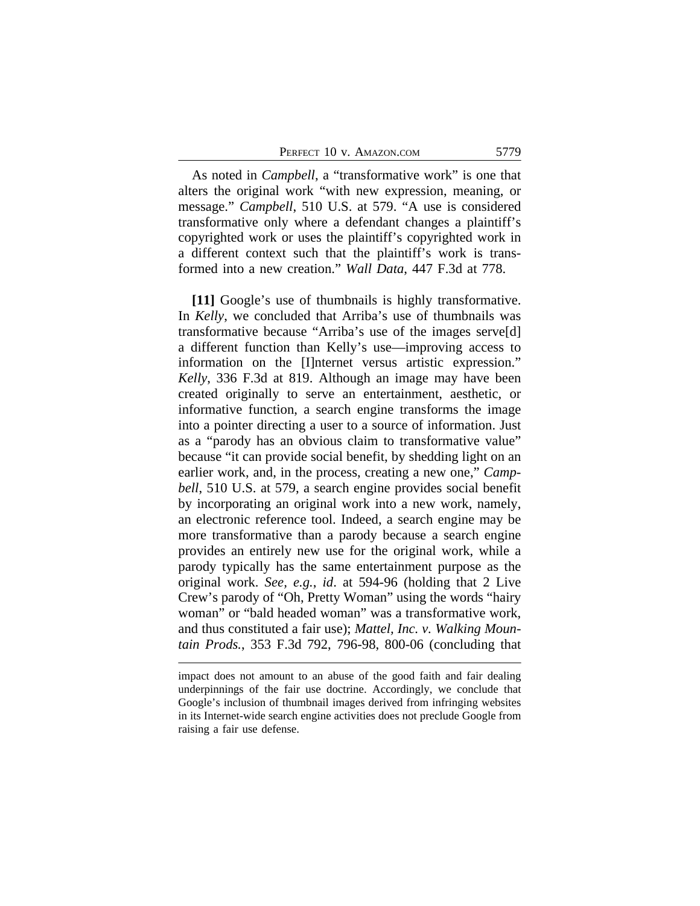As noted in *Campbell*, a "transformative work" is one that alters the original work "with new expression, meaning, or message." *Campbell*, 510 U.S. at 579. "A use is considered transformative only where a defendant changes a plaintiff's copyrighted work or uses the plaintiff's copyrighted work in a different context such that the plaintiff's work is transformed into a new creation." *Wall Data*, 447 F.3d at 778.

**[11]** Google's use of thumbnails is highly transformative. In *Kelly*, we concluded that Arriba's use of thumbnails was transformative because "Arriba's use of the images serve[d] a different function than Kelly's use—improving access to information on the [I]nternet versus artistic expression." *Kelly*, 336 F.3d at 819. Although an image may have been created originally to serve an entertainment, aesthetic, or informative function, a search engine transforms the image into a pointer directing a user to a source of information. Just as a "parody has an obvious claim to transformative value" because "it can provide social benefit, by shedding light on an earlier work, and, in the process, creating a new one," *Campbell*, 510 U.S. at 579, a search engine provides social benefit by incorporating an original work into a new work, namely, an electronic reference tool. Indeed, a search engine may be more transformative than a parody because a search engine provides an entirely new use for the original work, while a parody typically has the same entertainment purpose as the original work. *See, e.g.*, *id*. at 594-96 (holding that 2 Live Crew's parody of "Oh, Pretty Woman" using the words "hairy woman" or "bald headed woman" was a transformative work, and thus constituted a fair use); *Mattel, Inc. v. Walking Mountain Prods.*, 353 F.3d 792, 796-98, 800-06 (concluding that

---

impact does not amount to an abuse of the good faith and fair dealing underpinnings of the fair use doctrine. Accordingly, we conclude that Google's inclusion of thumbnail images derived from infringing websites in its Internet-wide search engine activities does not preclude Google from raising a fair use defense.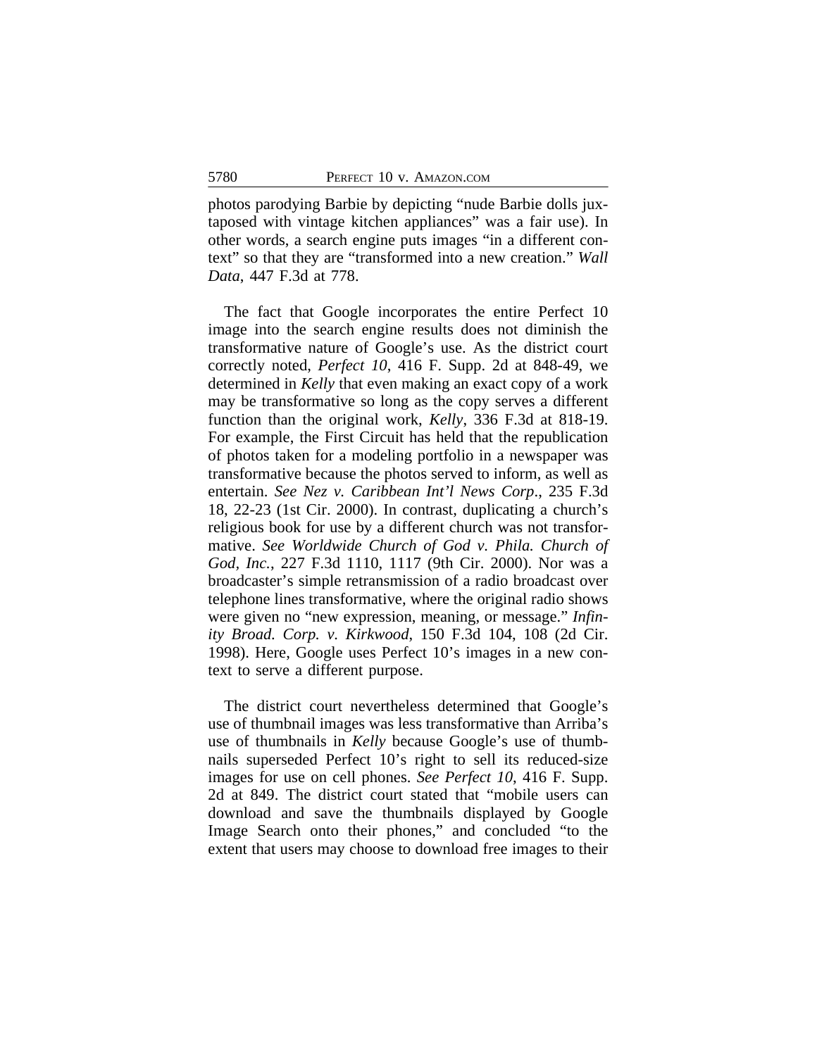photos parodying Barbie by depicting "nude Barbie dolls juxtaposed with vintage kitchen appliances" was a fair use). In other words, a search engine puts images "in a different context" so that they are "transformed into a new creation." *Wall Data*, 447 F.3d at 778.

The fact that Google incorporates the entire Perfect 10 image into the search engine results does not diminish the transformative nature of Google's use. As the district court correctly noted, *Perfect 10*, 416 F. Supp. 2d at 848-49, we determined in *Kelly* that even making an exact copy of a work may be transformative so long as the copy serves a different function than the original work, *Kelly*, 336 F.3d at 818-19. For example, the First Circuit has held that the republication of photos taken for a modeling portfolio in a newspaper was transformative because the photos served to inform, as well as entertain. *See Nez v. Caribbean Int'l News Corp*., 235 F.3d 18, 22-23 (1st Cir. 2000). In contrast, duplicating a church's religious book for use by a different church was not transformative. *See Worldwide Church of God v. Phila. Church of God, Inc.*, 227 F.3d 1110, 1117 (9th Cir. 2000). Nor was a broadcaster's simple retransmission of a radio broadcast over telephone lines transformative, where the original radio shows were given no "new expression, meaning, or message." *Infinity Broad. Corp. v. Kirkwood*, 150 F.3d 104, 108 (2d Cir. 1998). Here, Google uses Perfect 10's images in a new context to serve a different purpose.

The district court nevertheless determined that Google's use of thumbnail images was less transformative than Arriba's use of thumbnails in *Kelly* because Google's use of thumbnails superseded Perfect 10's right to sell its reduced-size images for use on cell phones. *See Perfect 10*, 416 F. Supp. 2d at 849. The district court stated that "mobile users can download and save the thumbnails displayed by Google Image Search onto their phones," and concluded "to the extent that users may choose to download free images to their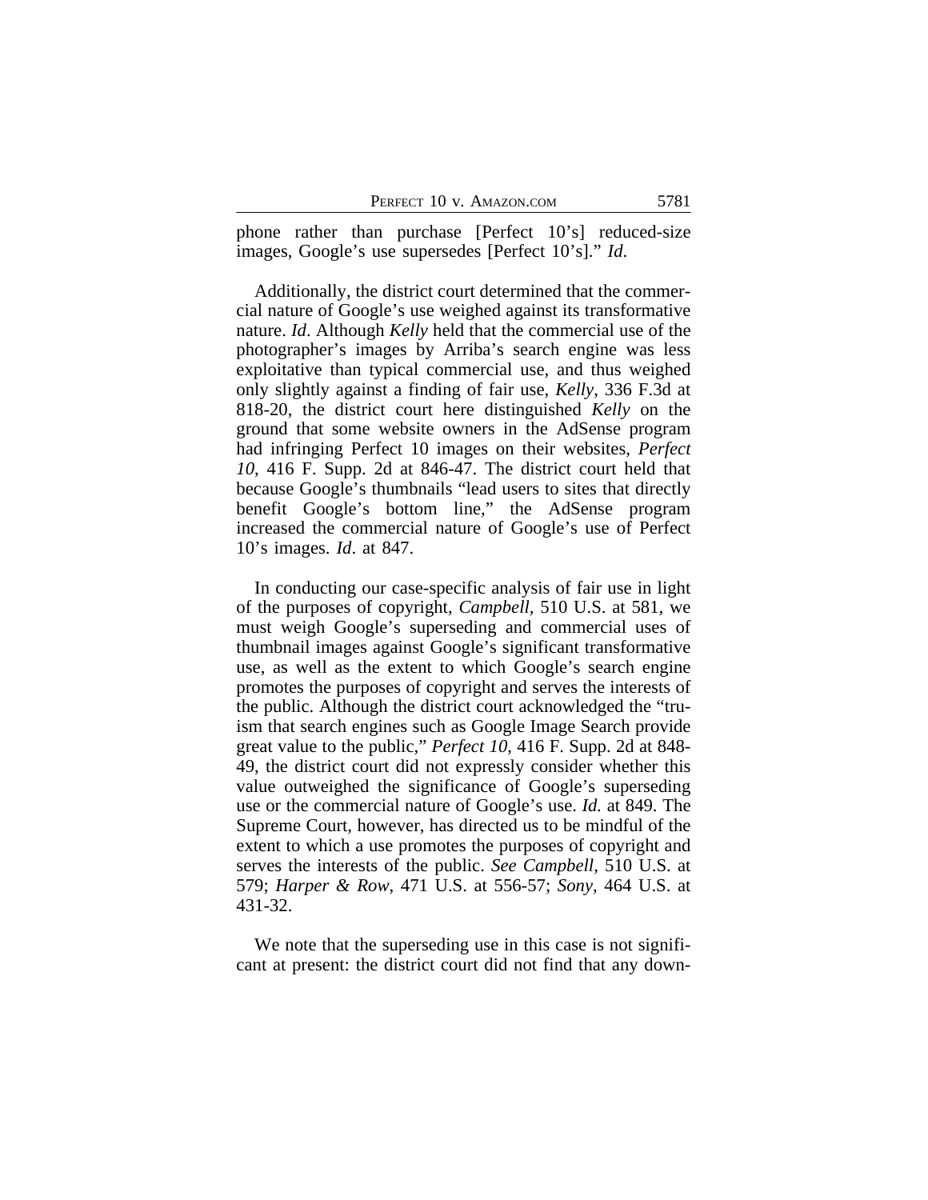phone rather than purchase [Perfect 10's] reduced-size images, Google's use supersedes [Perfect 10's]." *Id*.

Additionally, the district court determined that the commercial nature of Google's use weighed against its transformative nature. *Id*. Although *Kelly* held that the commercial use of the photographer's images by Arriba's search engine was less exploitative than typical commercial use, and thus weighed only slightly against a finding of fair use, *Kelly*, 336 F.3d at 818-20, the district court here distinguished *Kelly* on the ground that some website owners in the AdSense program had infringing Perfect 10 images on their websites, *Perfect 10*, 416 F. Supp. 2d at 846-47. The district court held that because Google's thumbnails "lead users to sites that directly benefit Google's bottom line," the AdSense program increased the commercial nature of Google's use of Perfect 10's images. *Id*. at 847.

In conducting our case-specific analysis of fair use in light of the purposes of copyright, *Campbell*, 510 U.S. at 581, we must weigh Google's superseding and commercial uses of thumbnail images against Google's significant transformative use, as well as the extent to which Google's search engine promotes the purposes of copyright and serves the interests of the public. Although the district court acknowledged the "truism that search engines such as Google Image Search provide great value to the public," *Perfect 10*, 416 F. Supp. 2d at 848-49, the district court did not expressly consider whether this value outweighed the significance of Google's superseding use or the commercial nature of Google's use. *Id.* at 849. The Supreme Court, however, has directed us to be mindful of the extent to which a use promotes the purposes of copyright and serves the interests of the public. *See Campbell*, 510 U.S. at 579; *Harper & Row*, 471 U.S. at 556-57; *Sony*, 464 U.S. at 431-32.

We note that the superseding use in this case is not significant at present: the district court did not find that any down-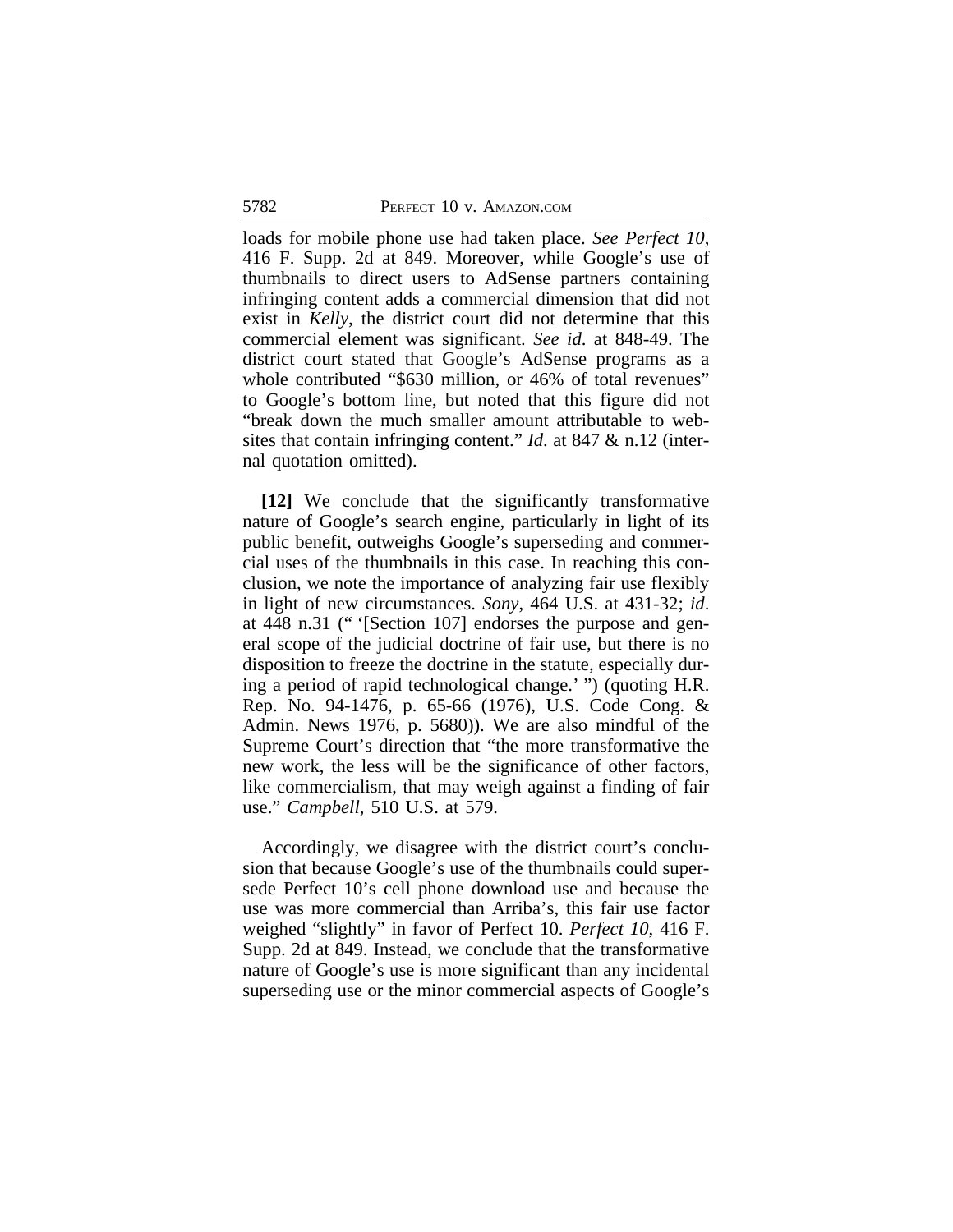loads for mobile phone use had taken place. *See Perfect 10*, 416 F. Supp. 2d at 849. Moreover, while Google's use of thumbnails to direct users to AdSense partners containing infringing content adds a commercial dimension that did not exist in *Kelly*, the district court did not determine that this commercial element was significant. *See id*. at 848-49. The district court stated that Google's AdSense programs as a whole contributed "$630 million, or 46% of total revenues" to Google's bottom line, but noted that this figure did not "break down the much smaller amount attributable to websites that contain infringing content." *Id*. at 847 & n.12 (internal quotation omitted).

**[12]** We conclude that the significantly transformative nature of Google's search engine, particularly in light of its public benefit, outweighs Google's superseding and commercial uses of the thumbnails in this case. In reaching this conclusion, we note the importance of analyzing fair use flexibly in light of new circumstances. *Sony*, 464 U.S. at 431-32; *id*. at 448 n.31 (" '[Section 107] endorses the purpose and general scope of the judicial doctrine of fair use, but there is no disposition to freeze the doctrine in the statute, especially during a period of rapid technological change.' ") (quoting H.R. Rep. No. 94-1476, p. 65-66 (1976), U.S. Code Cong. & Admin. News 1976, p. 5680)). We are also mindful of the Supreme Court's direction that "the more transformative the new work, the less will be the significance of other factors, like commercialism, that may weigh against a finding of fair use." *Campbell*, 510 U.S. at 579.

Accordingly, we disagree with the district court's conclusion that because Google's use of the thumbnails could supersede Perfect 10's cell phone download use and because the use was more commercial than Arriba's, this fair use factor weighed "slightly" in favor of Perfect 10. *Perfect 10*, 416 F. Supp. 2d at 849. Instead, we conclude that the transformative nature of Google's use is more significant than any incidental superseding use or the minor commercial aspects of Google's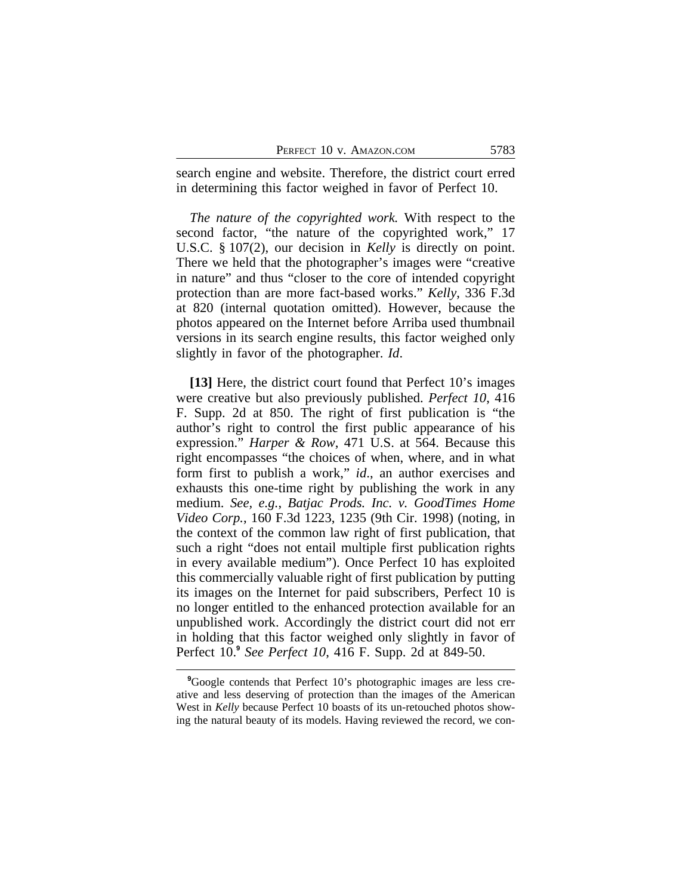search engine and website. Therefore, the district court erred in determining this factor weighed in favor of Perfect 10.

*The nature of the copyrighted work.* With respect to the second factor, "the nature of the copyrighted work," 17 U.S.C. § 107(2), our decision in *Kelly* is directly on point. There we held that the photographer's images were "creative in nature" and thus "closer to the core of intended copyright protection than are more fact-based works." *Kelly*, 336 F.3d at 820 (internal quotation omitted). However, because the photos appeared on the Internet before Arriba used thumbnail versions in its search engine results, this factor weighed only slightly in favor of the photographer. *Id*.

**[13]** Here, the district court found that Perfect 10's images were creative but also previously published. *Perfect 10*, 416 F. Supp. 2d at 850. The right of first publication is "the author's right to control the first public appearance of his expression." *Harper & Row*, 471 U.S. at 564. Because this right encompasses "the choices of when, where, and in what form first to publish a work," *id*., an author exercises and exhausts this one-time right by publishing the work in any medium. *See, e.g.*, *Batjac Prods. Inc. v. GoodTimes Home Video Corp.*, 160 F.3d 1223, 1235 (9th Cir. 1998) (noting, in the context of the common law right of first publication, that such a right "does not entail multiple first publication rights in every available medium"). Once Perfect 10 has exploited this commercially valuable right of first publication by putting its images on the Internet for paid subscribers, Perfect 10 is no longer entitled to the enhanced protection available for an unpublished work. Accordingly the district court did not err in holding that this factor weighed only slightly in favor of Perfect 10.[9] *See Perfect 10*, 416 F. Supp. 2d at 849-50.

---

[9]Google contends that Perfect 10's photographic images are less creative and less deserving of protection than the images of the American West in *Kelly* because Perfect 10 boasts of its un-retouched photos showing the natural beauty of its models. Having reviewed the record, we con-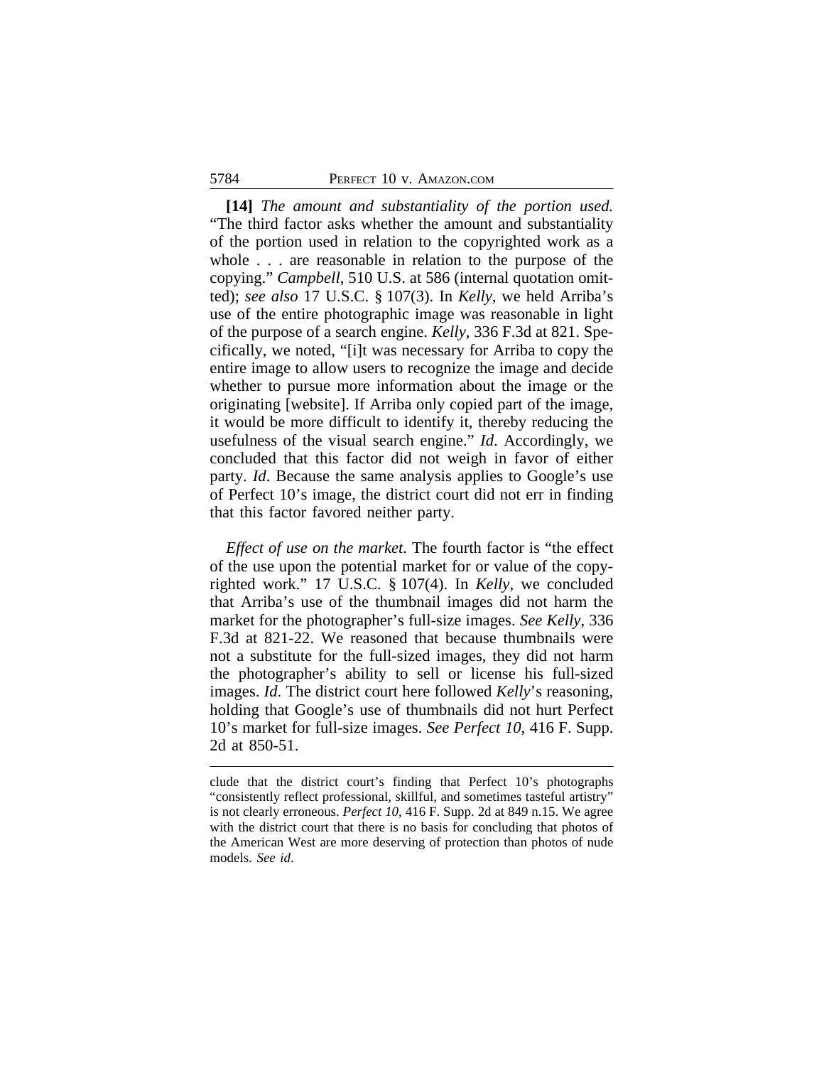**[14]** *The amount and substantiality of the portion used.* "The third factor asks whether the amount and substantiality of the portion used in relation to the copyrighted work as a whole . . . are reasonable in relation to the purpose of the copying." *Campbell*, 510 U.S. at 586 (internal quotation omitted); *see also* 17 U.S.C. § 107(3). In *Kelly*, we held Arriba's use of the entire photographic image was reasonable in light of the purpose of a search engine. *Kelly*, 336 F.3d at 821. Specifically, we noted, "[i]t was necessary for Arriba to copy the entire image to allow users to recognize the image and decide whether to pursue more information about the image or the originating [website]. If Arriba only copied part of the image, it would be more difficult to identify it, thereby reducing the usefulness of the visual search engine." *Id*. Accordingly, we concluded that this factor did not weigh in favor of either party. *Id*. Because the same analysis applies to Google's use of Perfect 10's image, the district court did not err in finding that this factor favored neither party.

*Effect of use on the market.* The fourth factor is "the effect of the use upon the potential market for or value of the copyrighted work." 17 U.S.C. § 107(4). In *Kelly*, we concluded that Arriba's use of the thumbnail images did not harm the market for the photographer's full-size images. *See Kelly*, 336 F.3d at 821-22. We reasoned that because thumbnails were not a substitute for the full-sized images, they did not harm the photographer's ability to sell or license his full-sized images. *Id*. The district court here followed *Kelly*'s reasoning, holding that Google's use of thumbnails did not hurt Perfect 10's market for full-size images. *See Perfect 10*, 416 F. Supp. 2d at 850-51.

---

clude that the district court's finding that Perfect 10's photographs "consistently reflect professional, skillful, and sometimes tasteful artistry" is not clearly erroneous. *Perfect 10*, 416 F. Supp. 2d at 849 n.15. We agree with the district court that there is no basis for concluding that photos of the American West are more deserving of protection than photos of nude models. *See id.*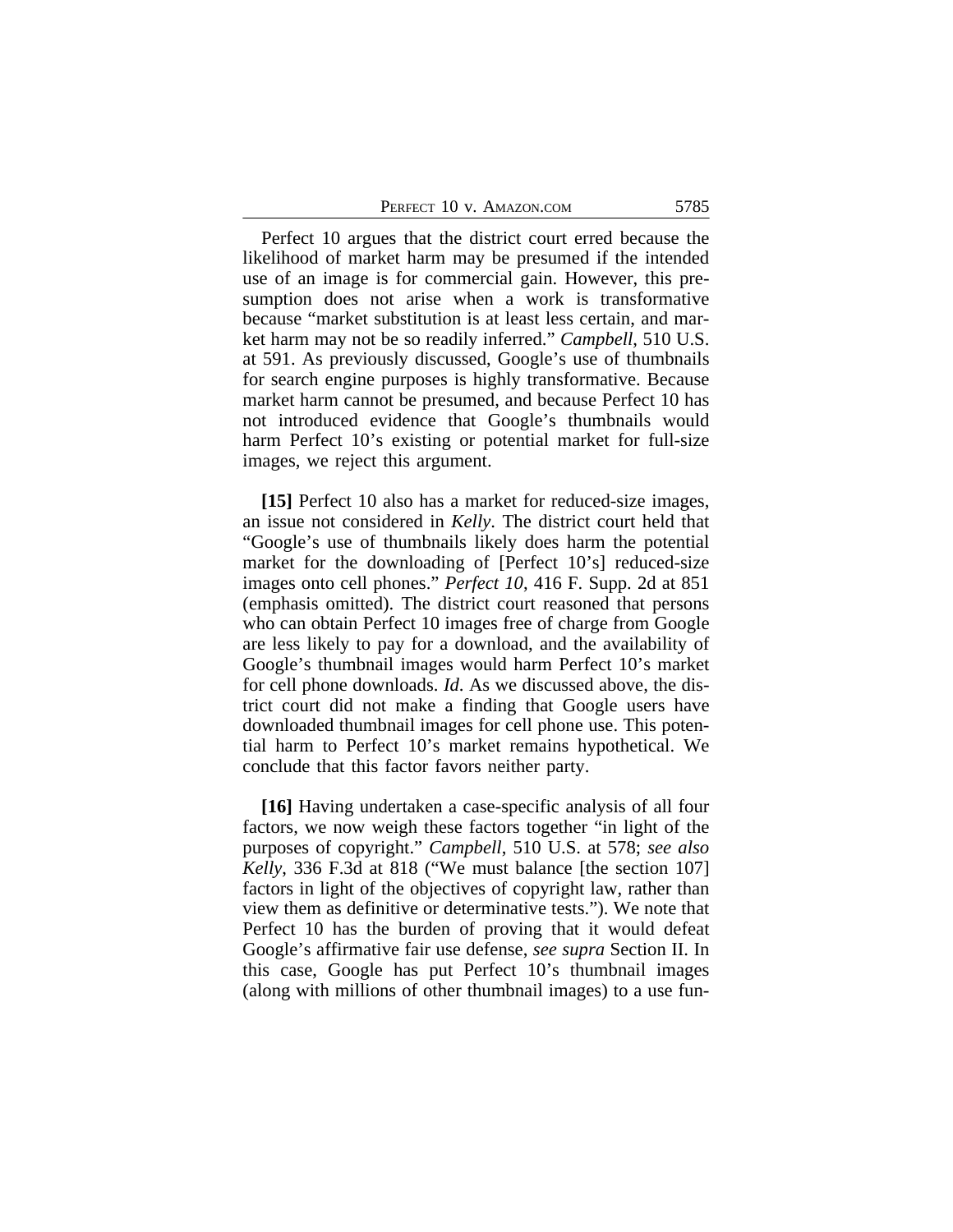Perfect 10 argues that the district court erred because the likelihood of market harm may be presumed if the intended use of an image is for commercial gain. However, this presumption does not arise when a work is transformative because "market substitution is at least less certain, and market harm may not be so readily inferred." *Campbell*, 510 U.S. at 591. As previously discussed, Google's use of thumbnails for search engine purposes is highly transformative. Because market harm cannot be presumed, and because Perfect 10 has not introduced evidence that Google's thumbnails would harm Perfect 10's existing or potential market for full-size images, we reject this argument.

**[15]** Perfect 10 also has a market for reduced-size images, an issue not considered in *Kelly*. The district court held that "Google's use of thumbnails likely does harm the potential market for the downloading of [Perfect 10's] reduced-size images onto cell phones." *Perfect 10*, 416 F. Supp. 2d at 851 (emphasis omitted). The district court reasoned that persons who can obtain Perfect 10 images free of charge from Google are less likely to pay for a download, and the availability of Google's thumbnail images would harm Perfect 10's market for cell phone downloads. *Id.* As we discussed above, the district court did not make a finding that Google users have downloaded thumbnail images for cell phone use. This potential harm to Perfect 10's market remains hypothetical. We conclude that this factor favors neither party.

**[16]** Having undertaken a case-specific analysis of all four factors, we now weigh these factors together "in light of the purposes of copyright." *Campbell*, 510 U.S. at 578; *see also Kelly*, 336 F.3d at 818 ("We must balance [the section 107] factors in light of the objectives of copyright law, rather than view them as definitive or determinative tests."). We note that Perfect 10 has the burden of proving that it would defeat Google's affirmative fair use defense, *see supra* Section II. In this case, Google has put Perfect 10's thumbnail images (along with millions of other thumbnail images) to a use fun-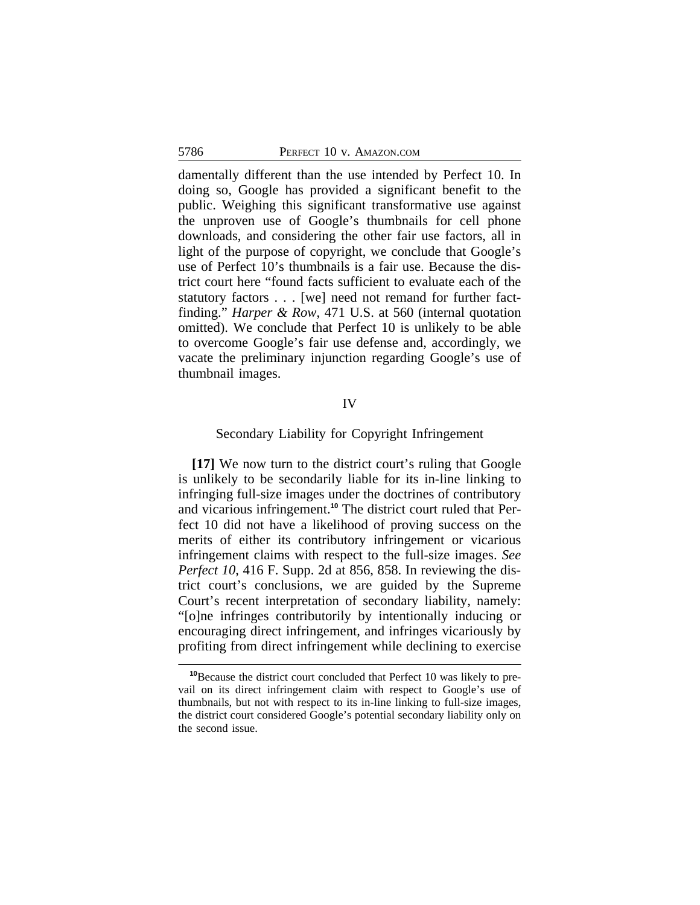damentally different than the use intended by Perfect 10. In doing so, Google has provided a significant benefit to the public. Weighing this significant transformative use against the unproven use of Google's thumbnails for cell phone downloads, and considering the other fair use factors, all in light of the purpose of copyright, we conclude that Google's use of Perfect 10's thumbnails is a fair use. Because the district court here "found facts sufficient to evaluate each of the statutory factors . . . [we] need not remand for further fact-finding." *Harper & Row*, 471 U.S. at 560 (internal quotation omitted). We conclude that Perfect 10 is unlikely to be able to overcome Google's fair use defense and, accordingly, we vacate the preliminary injunction regarding Google's use of thumbnail images.

## IV

### Secondary Liability for Copyright Infringement

**[17]** We now turn to the district court's ruling that Google is unlikely to be secondarily liable for its in-line linking to infringing full-size images under the doctrines of contributory and vicarious infringement.[10] The district court ruled that Perfect 10 did not have a likelihood of proving success on the merits of either its contributory infringement or vicarious infringement claims with respect to the full-size images. *See Perfect 10*, 416 F. Supp. 2d at 856, 858. In reviewing the district court's conclusions, we are guided by the Supreme Court's recent interpretation of secondary liability, namely: "[o]ne infringes contributorily by intentionally inducing or encouraging direct infringement, and infringes vicariously by profiting from direct infringement while declining to exercise

[10]Because the district court concluded that Perfect 10 was likely to prevail on its direct infringement claim with respect to Google's use of thumbnails, but not with respect to its in-line linking to full-size images, the district court considered Google's potential secondary liability only on the second issue.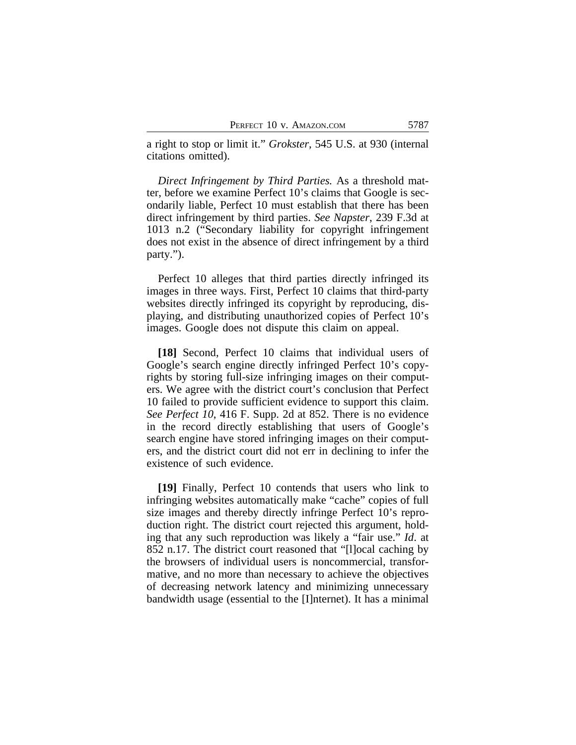a right to stop or limit it." *Grokster*, 545 U.S. at 930 (internal citations omitted).

*Direct Infringement by Third Parties.* As a threshold matter, before we examine Perfect 10's claims that Google is secondarily liable, Perfect 10 must establish that there has been direct infringement by third parties. *See Napster*, 239 F.3d at 1013 n.2 ("Secondary liability for copyright infringement does not exist in the absence of direct infringement by a third party.").

Perfect 10 alleges that third parties directly infringed its images in three ways. First, Perfect 10 claims that third-party websites directly infringed its copyright by reproducing, displaying, and distributing unauthorized copies of Perfect 10's images. Google does not dispute this claim on appeal.

**[18]** Second, Perfect 10 claims that individual users of Google's search engine directly infringed Perfect 10's copyrights by storing full-size infringing images on their computers. We agree with the district court's conclusion that Perfect 10 failed to provide sufficient evidence to support this claim. *See Perfect 10*, 416 F. Supp. 2d at 852. There is no evidence in the record directly establishing that users of Google's search engine have stored infringing images on their computers, and the district court did not err in declining to infer the existence of such evidence.

**[19]** Finally, Perfect 10 contends that users who link to infringing websites automatically make "cache" copies of full size images and thereby directly infringe Perfect 10's reproduction right. The district court rejected this argument, holding that any such reproduction was likely a "fair use." *Id*. at 852 n.17. The district court reasoned that "[l]ocal caching by the browsers of individual users is noncommercial, transformative, and no more than necessary to achieve the objectives of decreasing network latency and minimizing unnecessary bandwidth usage (essential to the [I]nternet). It has a minimal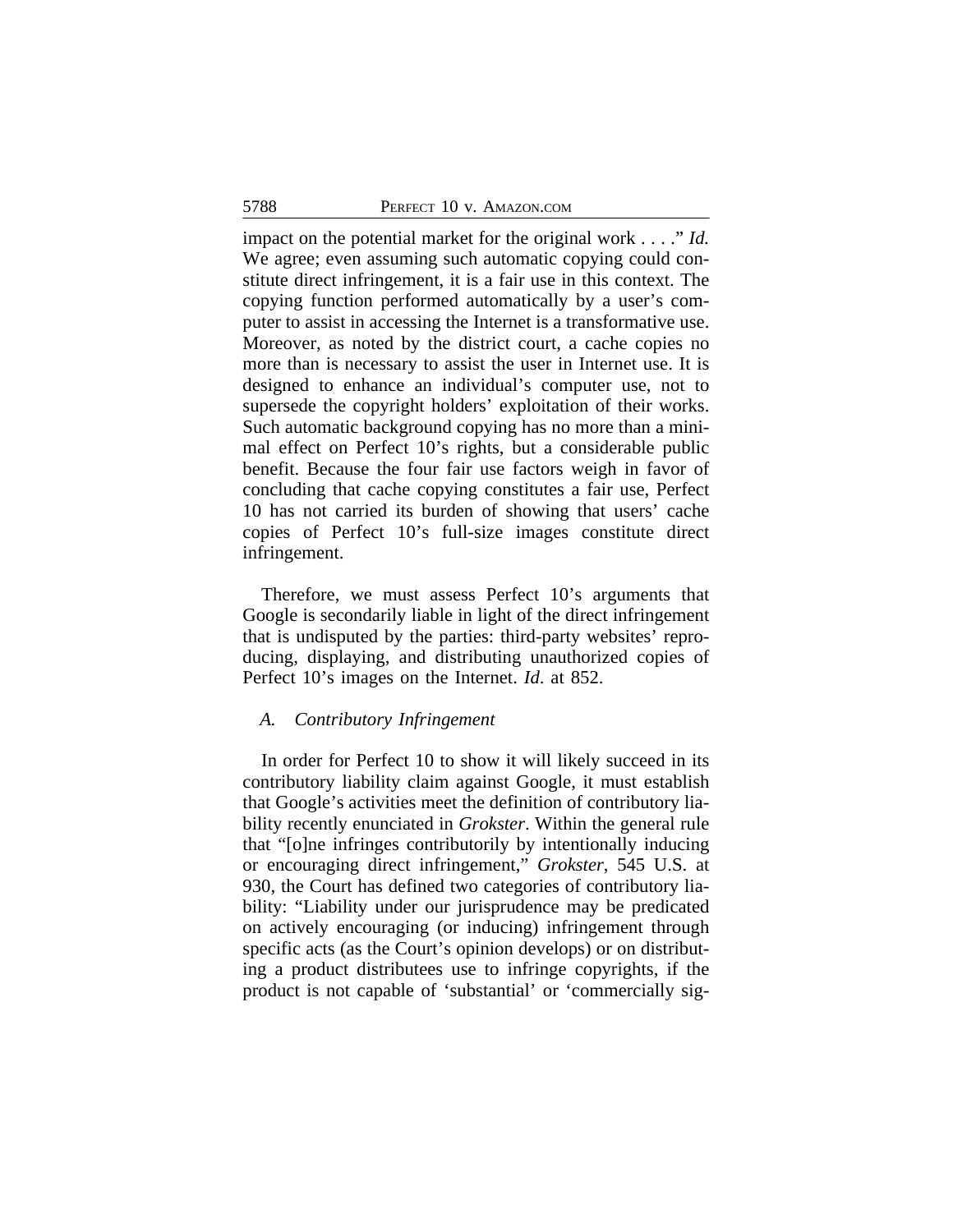impact on the potential market for the original work . . . ." *Id.* We agree; even assuming such automatic copying could constitute direct infringement, it is a fair use in this context. The copying function performed automatically by a user's computer to assist in accessing the Internet is a transformative use. Moreover, as noted by the district court, a cache copies no more than is necessary to assist the user in Internet use. It is designed to enhance an individual's computer use, not to supersede the copyright holders' exploitation of their works. Such automatic background copying has no more than a minimal effect on Perfect 10's rights, but a considerable public benefit. Because the four fair use factors weigh in favor of concluding that cache copying constitutes a fair use, Perfect 10 has not carried its burden of showing that users' cache copies of Perfect 10's full-size images constitute direct infringement.

Therefore, we must assess Perfect 10's arguments that Google is secondarily liable in light of the direct infringement that is undisputed by the parties: third-party websites' reproducing, displaying, and distributing unauthorized copies of Perfect 10's images on the Internet. *Id*. at 852.

### *A. Contributory Infringement*

In order for Perfect 10 to show it will likely succeed in its contributory liability claim against Google, it must establish that Google's activities meet the definition of contributory liability recently enunciated in *Grokster*. Within the general rule that "[o]ne infringes contributorily by intentionally inducing or encouraging direct infringement," *Grokster*, 545 U.S. at 930, the Court has defined two categories of contributory liability: "Liability under our jurisprudence may be predicated on actively encouraging (or inducing) infringement through specific acts (as the Court's opinion develops) or on distributing a product distributees use to infringe copyrights, if the product is not capable of 'substantial' or 'commercially sig-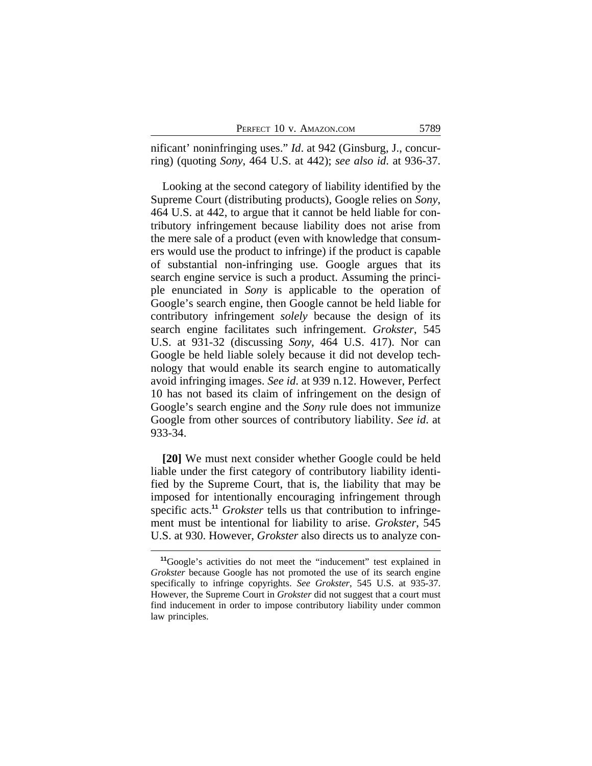nificant' noninfringing uses." *Id*. at 942 (Ginsburg, J., concurring) (quoting *Sony*, 464 U.S. at 442); *see also id.* at 936-37.

Looking at the second category of liability identified by the Supreme Court (distributing products), Google relies on *Sony*, 464 U.S. at 442, to argue that it cannot be held liable for contributory infringement because liability does not arise from the mere sale of a product (even with knowledge that consumers would use the product to infringe) if the product is capable of substantial non-infringing use. Google argues that its search engine service is such a product. Assuming the principle enunciated in *Sony* is applicable to the operation of Google's search engine, then Google cannot be held liable for contributory infringement *solely* because the design of its search engine facilitates such infringement. *Grokster*, 545 U.S. at 931-32 (discussing *Sony*, 464 U.S. 417). Nor can Google be held liable solely because it did not develop technology that would enable its search engine to automatically avoid infringing images. *See id*. at 939 n.12. However, Perfect 10 has not based its claim of infringement on the design of Google's search engine and the *Sony* rule does not immunize Google from other sources of contributory liability. *See id*. at 933-34.

**[20]** We must next consider whether Google could be held liable under the first category of contributory liability identified by the Supreme Court, that is, the liability that may be imposed for intentionally encouraging infringement through specific acts.[11] *Grokster* tells us that contribution to infringement must be intentional for liability to arise. *Grokster*, 545 U.S. at 930. However, *Grokster* also directs us to analyze con-

[11]Google's activities do not meet the "inducement" test explained in *Grokster* because Google has not promoted the use of its search engine specifically to infringe copyrights. *See Grokster*, 545 U.S. at 935-37. However, the Supreme Court in *Grokster* did not suggest that a court must find inducement in order to impose contributory liability under common law principles.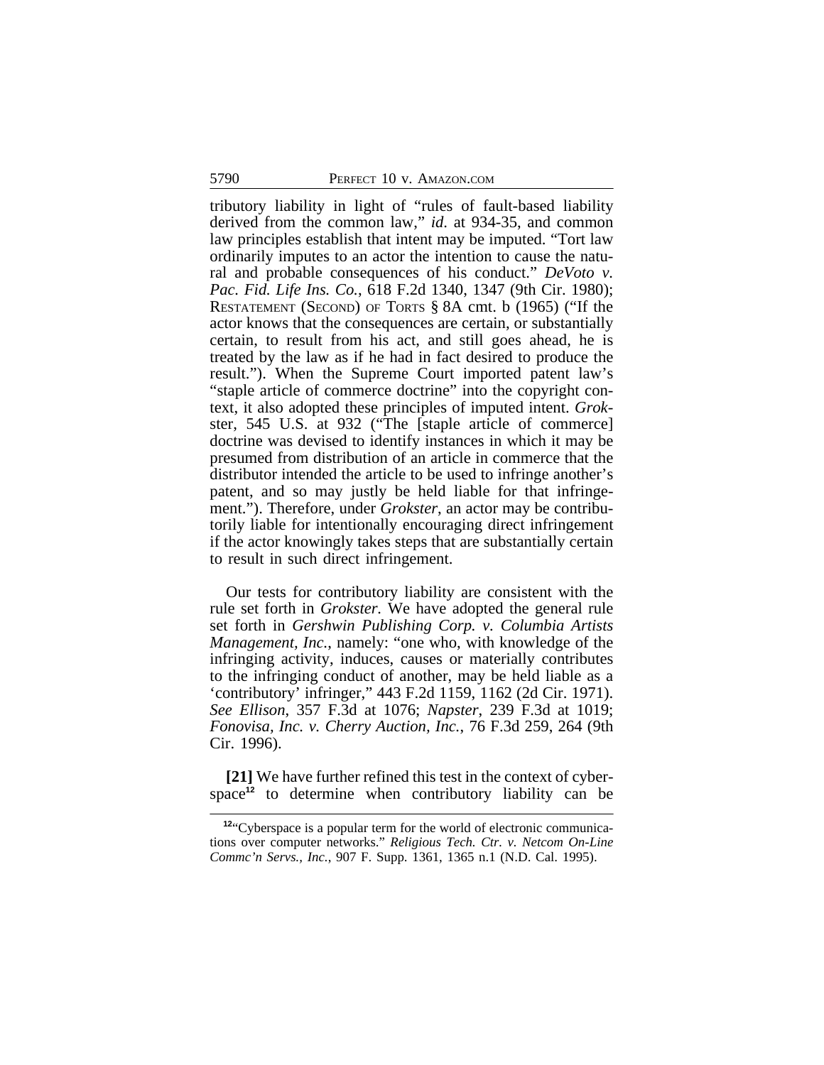tributory liability in light of "rules of fault-based liability derived from the common law," *id.* at 934-35, and common law principles establish that intent may be imputed. "Tort law ordinarily imputes to an actor the intention to cause the natural and probable consequences of his conduct." *DeVoto v. Pac. Fid. Life Ins. Co.*, 618 F.2d 1340, 1347 (9th Cir. 1980); RESTATEMENT (SECOND) OF TORTS § 8A cmt. b (1965) ("If the actor knows that the consequences are certain, or substantially certain, to result from his act, and still goes ahead, he is treated by the law as if he had in fact desired to produce the result."). When the Supreme Court imported patent law's "staple article of commerce doctrine" into the copyright context, it also adopted these principles of imputed intent. *Grokster*, 545 U.S. at 932 ("The [staple article of commerce] doctrine was devised to identify instances in which it may be presumed from distribution of an article in commerce that the distributor intended the article to be used to infringe another's patent, and so may justly be held liable for that infringement."). Therefore, under *Grokster*, an actor may be contributorily liable for intentionally encouraging direct infringement if the actor knowingly takes steps that are substantially certain to result in such direct infringement.

Our tests for contributory liability are consistent with the rule set forth in *Grokster.* We have adopted the general rule set forth in *Gershwin Publishing Corp. v. Columbia Artists Management, Inc.*, namely: "one who, with knowledge of the infringing activity, induces, causes or materially contributes to the infringing conduct of another, may be held liable as a 'contributory' infringer," 443 F.2d 1159, 1162 (2d Cir. 1971). *See Ellison*, 357 F.3d at 1076; *Napster*, 239 F.3d at 1019; *Fonovisa, Inc. v. Cherry Auction, Inc.*, 76 F.3d 259, 264 (9th Cir. 1996).

**[21]** We have further refined this test in the context of cyberspace[12] to determine when contributory liability can be

---

[12] "Cyberspace is a popular term for the world of electronic communications over computer networks." *Religious Tech. Ctr. v. Netcom On-Line Commc'n Servs., Inc.*, 907 F. Supp. 1361, 1365 n.1 (N.D. Cal. 1995).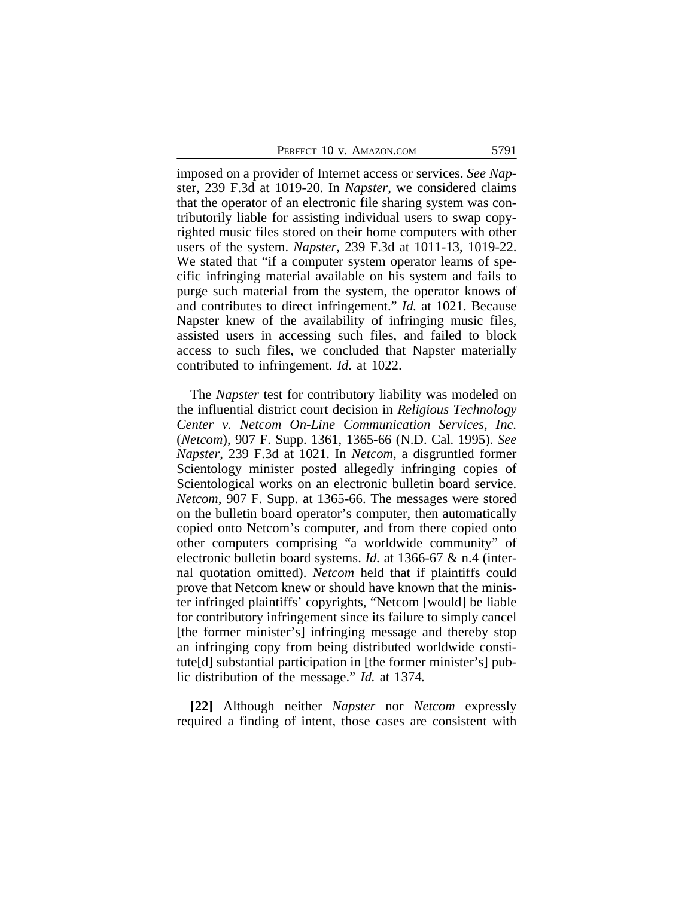imposed on a provider of Internet access or services. *See Napster*, 239 F.3d at 1019-20. In *Napster*, we considered claims that the operator of an electronic file sharing system was contributorily liable for assisting individual users to swap copyrighted music files stored on their home computers with other users of the system. *Napster*, 239 F.3d at 1011-13, 1019-22. We stated that "if a computer system operator learns of specific infringing material available on his system and fails to purge such material from the system, the operator knows of and contributes to direct infringement." *Id.* at 1021. Because Napster knew of the availability of infringing music files, assisted users in accessing such files, and failed to block access to such files, we concluded that Napster materially contributed to infringement. *Id.* at 1022.

The *Napster* test for contributory liability was modeled on the influential district court decision in *Religious Technology Center v. Netcom On-Line Communication Services, Inc.* (*Netcom*), 907 F. Supp. 1361, 1365-66 (N.D. Cal. 1995). *See Napster*, 239 F.3d at 1021. In *Netcom*, a disgruntled former Scientology minister posted allegedly infringing copies of Scientological works on an electronic bulletin board service. *Netcom*, 907 F. Supp. at 1365-66. The messages were stored on the bulletin board operator's computer, then automatically copied onto Netcom's computer, and from there copied onto other computers comprising "a worldwide community" of electronic bulletin board systems. *Id.* at 1366-67 & n.4 (internal quotation omitted). *Netcom* held that if plaintiffs could prove that Netcom knew or should have known that the minister infringed plaintiffs' copyrights, "Netcom [would] be liable for contributory infringement since its failure to simply cancel [the former minister's] infringing message and thereby stop an infringing copy from being distributed worldwide constitute[d] substantial participation in [the former minister's] public distribution of the message." *Id.* at 1374.

**[22]** Although neither *Napster* nor *Netcom* expressly required a finding of intent, those cases are consistent with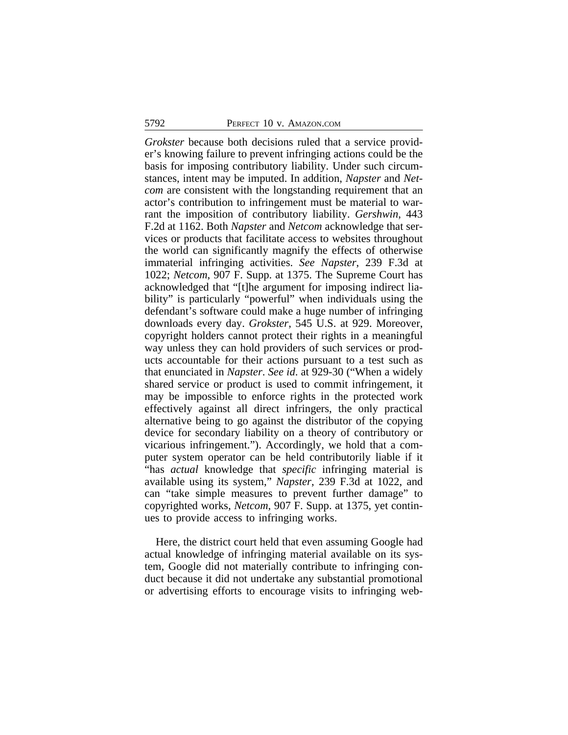*Grokster* because both decisions ruled that a service provider's knowing failure to prevent infringing actions could be the basis for imposing contributory liability. Under such circumstances, intent may be imputed. In addition, *Napster* and *Netcom* are consistent with the longstanding requirement that an actor's contribution to infringement must be material to warrant the imposition of contributory liability. *Gershwin*, 443 F.2d at 1162. Both *Napster* and *Netcom* acknowledge that services or products that facilitate access to websites throughout the world can significantly magnify the effects of otherwise immaterial infringing activities. *See Napster*, 239 F.3d at 1022; *Netcom*, 907 F. Supp. at 1375. The Supreme Court has acknowledged that "[t]he argument for imposing indirect liability" is particularly "powerful" when individuals using the defendant's software could make a huge number of infringing downloads every day. *Grokster*, 545 U.S. at 929. Moreover, copyright holders cannot protect their rights in a meaningful way unless they can hold providers of such services or products accountable for their actions pursuant to a test such as that enunciated in *Napster*. *See id*. at 929-30 ("When a widely shared service or product is used to commit infringement, it may be impossible to enforce rights in the protected work effectively against all direct infringers, the only practical alternative being to go against the distributor of the copying device for secondary liability on a theory of contributory or vicarious infringement."). Accordingly, we hold that a computer system operator can be held contributorily liable if it "has *actual* knowledge that *specific* infringing material is available using its system," *Napster*, 239 F.3d at 1022, and can "take simple measures to prevent further damage" to copyrighted works, *Netcom*, 907 F. Supp. at 1375, yet continues to provide access to infringing works.

Here, the district court held that even assuming Google had actual knowledge of infringing material available on its system, Google did not materially contribute to infringing conduct because it did not undertake any substantial promotional or advertising efforts to encourage visits to infringing web-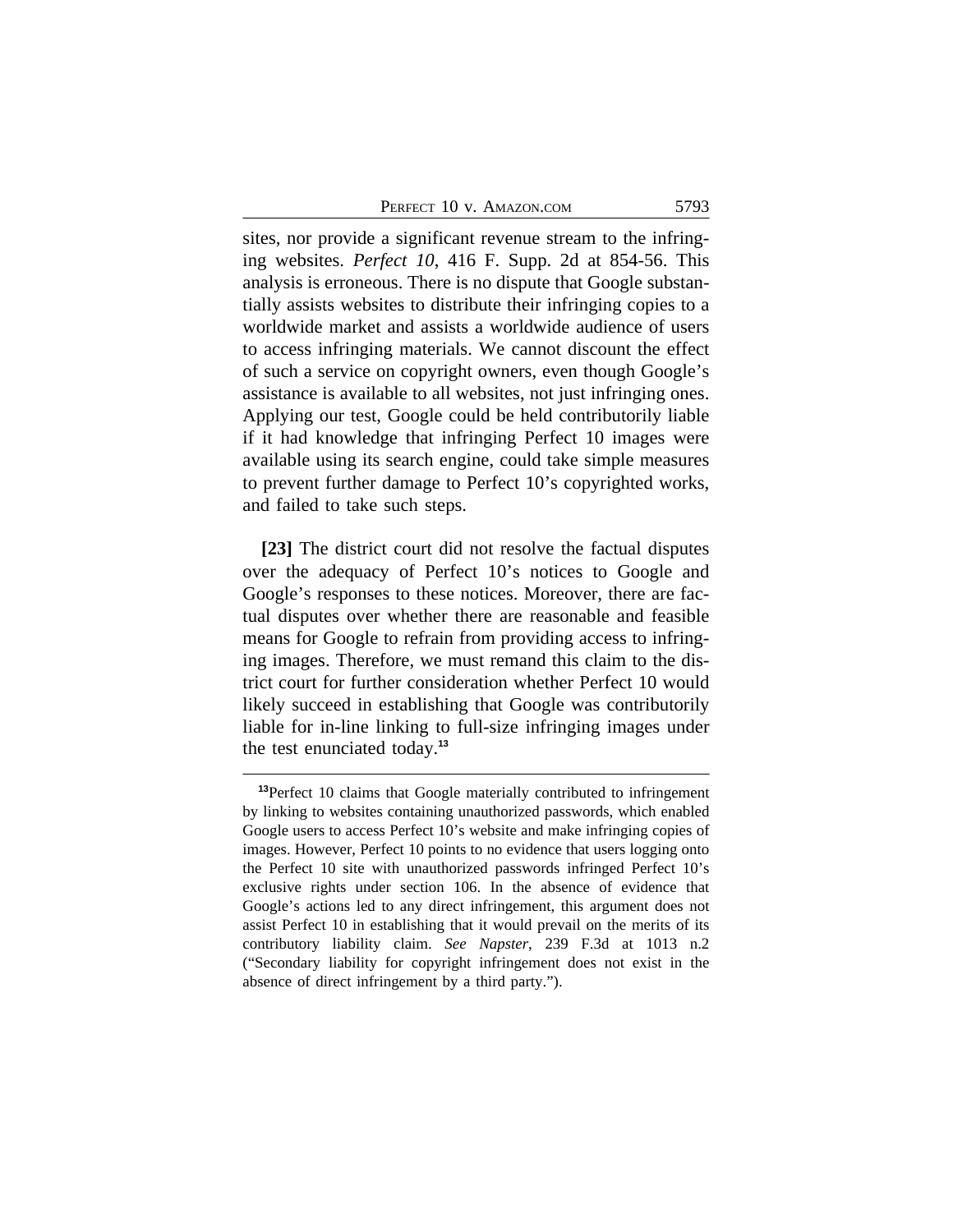sites, nor provide a significant revenue stream to the infringing websites. *Perfect 10*, 416 F. Supp. 2d at 854-56. This analysis is erroneous. There is no dispute that Google substantially assists websites to distribute their infringing copies to a worldwide market and assists a worldwide audience of users to access infringing materials. We cannot discount the effect of such a service on copyright owners, even though Google's assistance is available to all websites, not just infringing ones. Applying our test, Google could be held contributorily liable if it had knowledge that infringing Perfect 10 images were available using its search engine, could take simple measures to prevent further damage to Perfect 10's copyrighted works, and failed to take such steps.

**[23]** The district court did not resolve the factual disputes over the adequacy of Perfect 10's notices to Google and Google's responses to these notices. Moreover, there are factual disputes over whether there are reasonable and feasible means for Google to refrain from providing access to infringing images. Therefore, we must remand this claim to the district court for further consideration whether Perfect 10 would likely succeed in establishing that Google was contributorily liable for in-line linking to full-size infringing images under the test enunciated today.[13]

---

[13]Perfect 10 claims that Google materially contributed to infringement by linking to websites containing unauthorized passwords, which enabled Google users to access Perfect 10's website and make infringing copies of images. However, Perfect 10 points to no evidence that users logging onto the Perfect 10 site with unauthorized passwords infringed Perfect 10's exclusive rights under section 106. In the absence of evidence that Google's actions led to any direct infringement, this argument does not assist Perfect 10 in establishing that it would prevail on the merits of its contributory liability claim. *See Napster*, 239 F.3d at 1013 n.2 ("Secondary liability for copyright infringement does not exist in the absence of direct infringement by a third party.").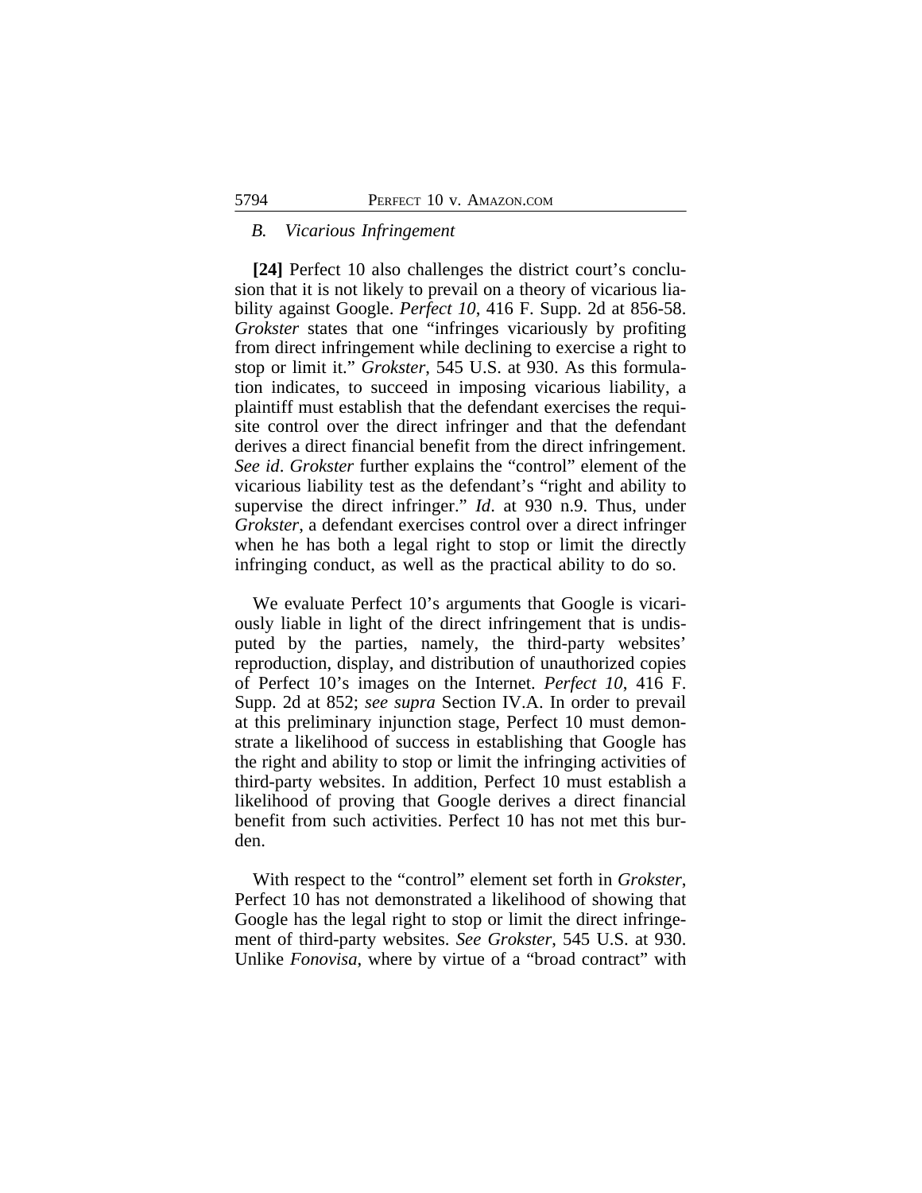### *B. Vicarious Infringement*

**[24]** Perfect 10 also challenges the district court's conclusion that it is not likely to prevail on a theory of vicarious liability against Google. *Perfect 10*, 416 F. Supp. 2d at 856-58. *Grokster* states that one "infringes vicariously by profiting from direct infringement while declining to exercise a right to stop or limit it." *Grokster*, 545 U.S. at 930. As this formulation indicates, to succeed in imposing vicarious liability, a plaintiff must establish that the defendant exercises the requisite control over the direct infringer and that the defendant derives a direct financial benefit from the direct infringement. *See id*. *Grokster* further explains the "control" element of the vicarious liability test as the defendant's "right and ability to supervise the direct infringer." *Id*. at 930 n.9. Thus, under *Grokster*, a defendant exercises control over a direct infringer when he has both a legal right to stop or limit the directly infringing conduct, as well as the practical ability to do so.

We evaluate Perfect 10's arguments that Google is vicariously liable in light of the direct infringement that is undisputed by the parties, namely, the third-party websites' reproduction, display, and distribution of unauthorized copies of Perfect 10's images on the Internet. *Perfect 10*, 416 F. Supp. 2d at 852; *see supra* Section IV.A. In order to prevail at this preliminary injunction stage, Perfect 10 must demonstrate a likelihood of success in establishing that Google has the right and ability to stop or limit the infringing activities of third-party websites. In addition, Perfect 10 must establish a likelihood of proving that Google derives a direct financial benefit from such activities. Perfect 10 has not met this burden.

With respect to the "control" element set forth in *Grokster*, Perfect 10 has not demonstrated a likelihood of showing that Google has the legal right to stop or limit the direct infringement of third-party websites. *See Grokster*, 545 U.S. at 930. Unlike *Fonovisa*, where by virtue of a "broad contract" with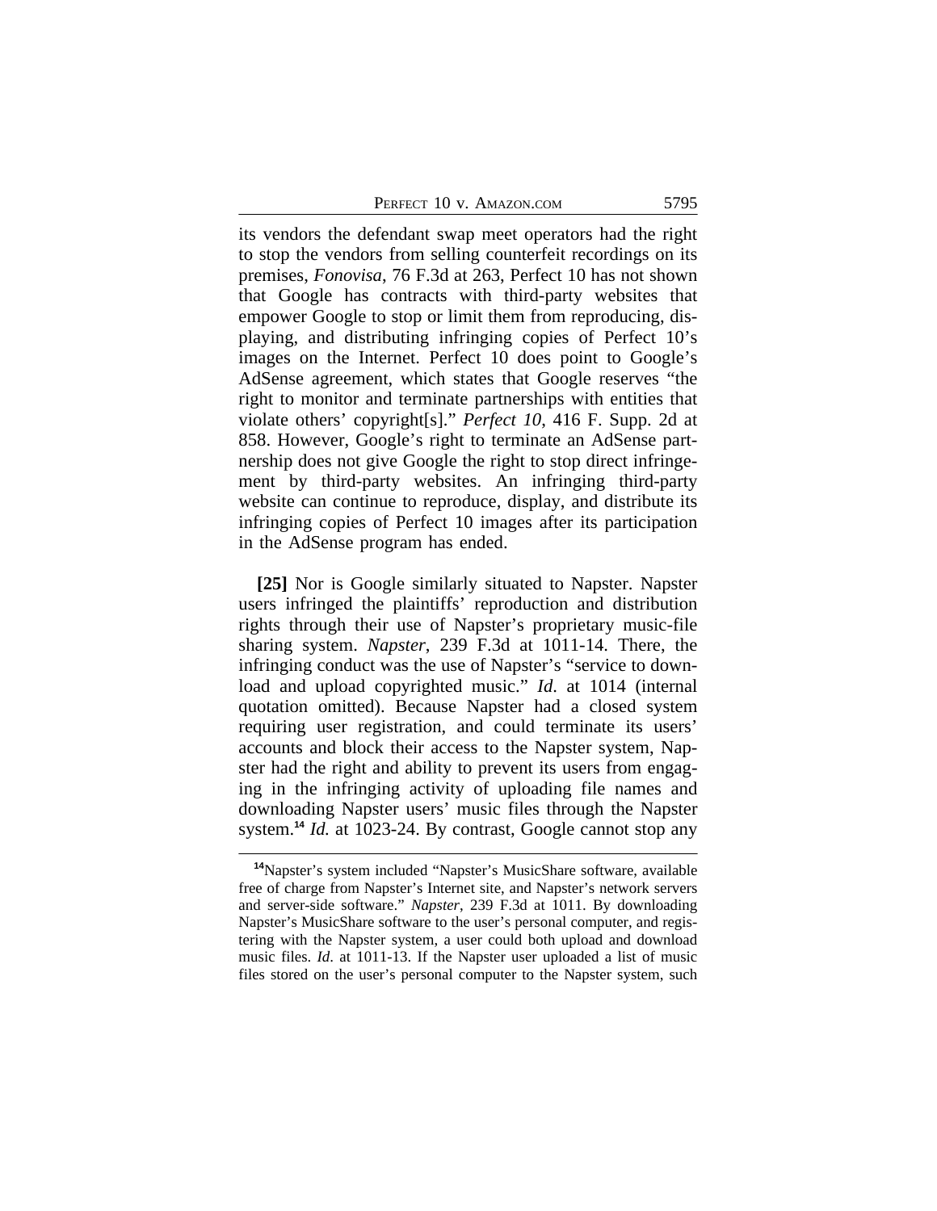its vendors the defendant swap meet operators had the right to stop the vendors from selling counterfeit recordings on its premises, *Fonovisa*, 76 F.3d at 263, Perfect 10 has not shown that Google has contracts with third-party websites that empower Google to stop or limit them from reproducing, displaying, and distributing infringing copies of Perfect 10's images on the Internet. Perfect 10 does point to Google's AdSense agreement, which states that Google reserves "the right to monitor and terminate partnerships with entities that violate others' copyright[s]." *Perfect 10*, 416 F. Supp. 2d at 858. However, Google's right to terminate an AdSense partnership does not give Google the right to stop direct infringement by third-party websites. An infringing third-party website can continue to reproduce, display, and distribute its infringing copies of Perfect 10 images after its participation in the AdSense program has ended.

**[25]** Nor is Google similarly situated to Napster. Napster users infringed the plaintiffs' reproduction and distribution rights through their use of Napster's proprietary music-file sharing system. *Napster*, 239 F.3d at 1011-14. There, the infringing conduct was the use of Napster's "service to download and upload copyrighted music." *Id.* at 1014 (internal quotation omitted). Because Napster had a closed system requiring user registration, and could terminate its users' accounts and block their access to the Napster system, Napster had the right and ability to prevent its users from engaging in the infringing activity of uploading file names and downloading Napster users' music files through the Napster system.[14] *Id.* at 1023-24. By contrast, Google cannot stop any

[14] Napster's system included "Napster's MusicShare software, available free of charge from Napster's Internet site, and Napster's network servers and server-side software." *Napster*, 239 F.3d at 1011. By downloading Napster's MusicShare software to the user's personal computer, and registering with the Napster system, a user could both upload and download music files. *Id.* at 1011-13. If the Napster user uploaded a list of music files stored on the user's personal computer to the Napster system, such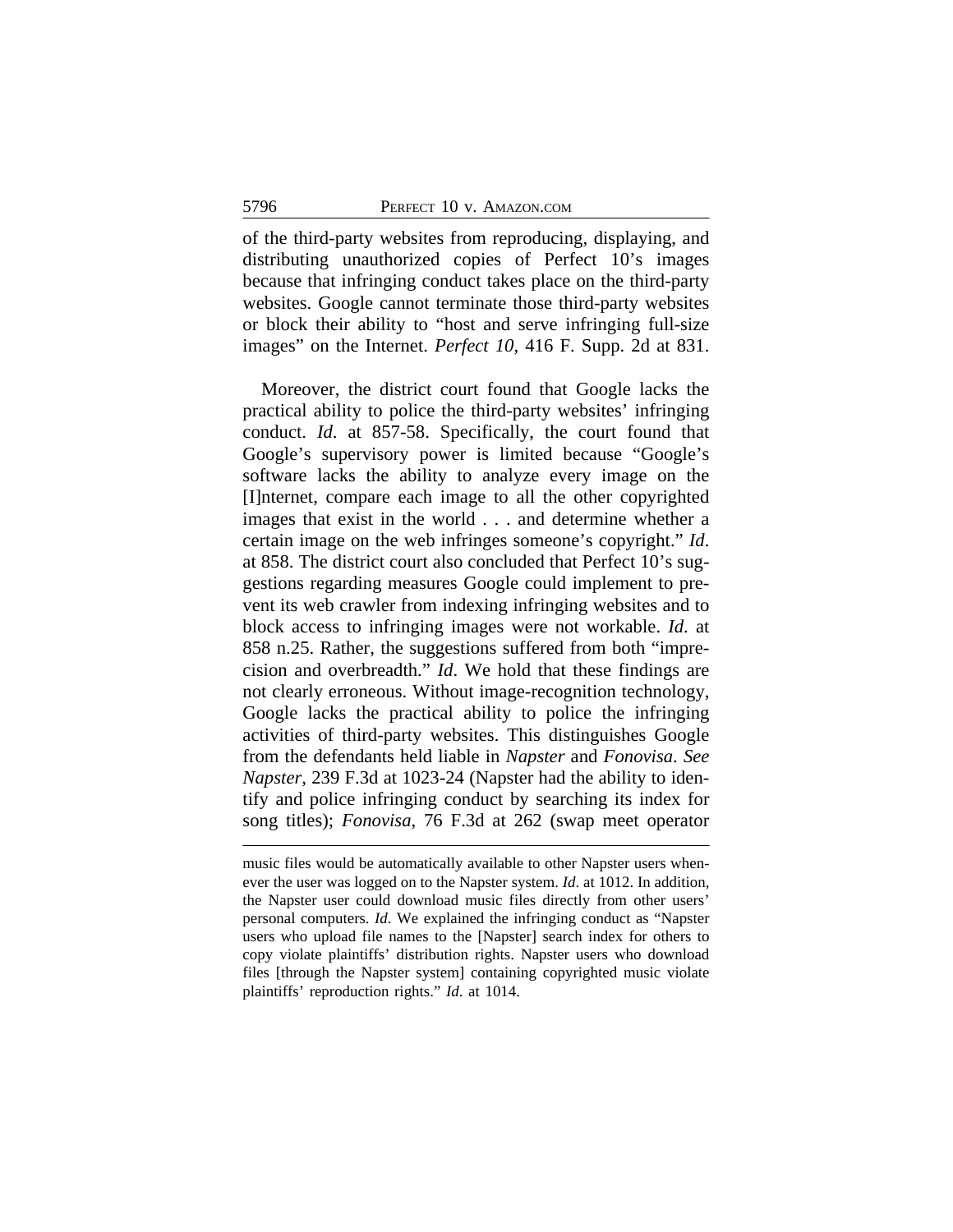of the third-party websites from reproducing, displaying, and distributing unauthorized copies of Perfect 10's images because that infringing conduct takes place on the third-party websites. Google cannot terminate those third-party websites or block their ability to "host and serve infringing full-size images" on the Internet. *Perfect 10*, 416 F. Supp. 2d at 831.

Moreover, the district court found that Google lacks the practical ability to police the third-party websites' infringing conduct. *Id*. at 857-58. Specifically, the court found that Google's supervisory power is limited because "Google's software lacks the ability to analyze every image on the [I]nternet, compare each image to all the other copyrighted images that exist in the world . . . and determine whether a certain image on the web infringes someone's copyright." *Id*. at 858. The district court also concluded that Perfect 10's suggestions regarding measures Google could implement to prevent its web crawler from indexing infringing websites and to block access to infringing images were not workable. *Id*. at 858 n.25. Rather, the suggestions suffered from both "imprecision and overbreadth." *Id*. We hold that these findings are not clearly erroneous. Without image-recognition technology, Google lacks the practical ability to police the infringing activities of third-party websites. This distinguishes Google from the defendants held liable in *Napster* and *Fonovisa*. *See Napster*, 239 F.3d at 1023-24 (Napster had the ability to identify and police infringing conduct by searching its index for song titles); *Fonovisa*, 76 F.3d at 262 (swap meet operator

---

music files would be automatically available to other Napster users whenever the user was logged on to the Napster system. *Id*. at 1012. In addition, the Napster user could download music files directly from other users' personal computers. *Id*. We explained the infringing conduct as "Napster users who upload file names to the [Napster] search index for others to copy violate plaintiffs' distribution rights. Napster users who download files [through the Napster system] containing copyrighted music violate plaintiffs' reproduction rights." *Id*. at 1014.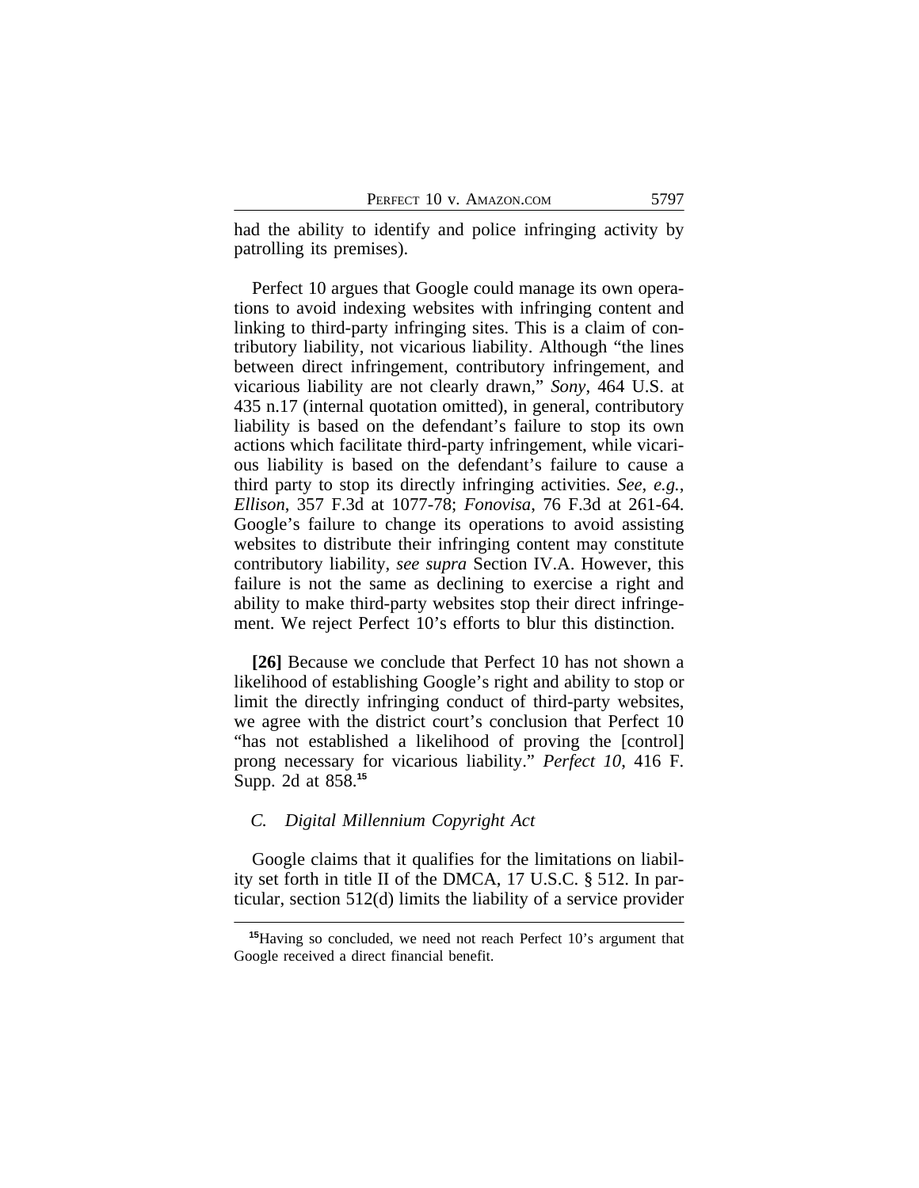had the ability to identify and police infringing activity by patrolling its premises).

Perfect 10 argues that Google could manage its own operations to avoid indexing websites with infringing content and linking to third-party infringing sites. This is a claim of contributory liability, not vicarious liability. Although "the lines between direct infringement, contributory infringement, and vicarious liability are not clearly drawn," *Sony*, 464 U.S. at 435 n.17 (internal quotation omitted), in general, contributory liability is based on the defendant's failure to stop its own actions which facilitate third-party infringement, while vicarious liability is based on the defendant's failure to cause a third party to stop its directly infringing activities. *See, e.g.*, *Ellison*, 357 F.3d at 1077-78; *Fonovisa*, 76 F.3d at 261-64. Google's failure to change its operations to avoid assisting websites to distribute their infringing content may constitute contributory liability, *see supra* Section IV.A. However, this failure is not the same as declining to exercise a right and ability to make third-party websites stop their direct infringement. We reject Perfect 10's efforts to blur this distinction.

**[26]** Because we conclude that Perfect 10 has not shown a likelihood of establishing Google's right and ability to stop or limit the directly infringing conduct of third-party websites, we agree with the district court's conclusion that Perfect 10 "has not established a likelihood of proving the [control] prong necessary for vicarious liability." *Perfect 10*, 416 F. Supp. 2d at 858.[15]

### *C. Digital Millennium Copyright Act*

Google claims that it qualifies for the limitations on liability set forth in title II of the DMCA, 17 U.S.C. § 512. In particular, section 512(d) limits the liability of a service provider

---

[15]Having so concluded, we need not reach Perfect 10's argument that Google received a direct financial benefit.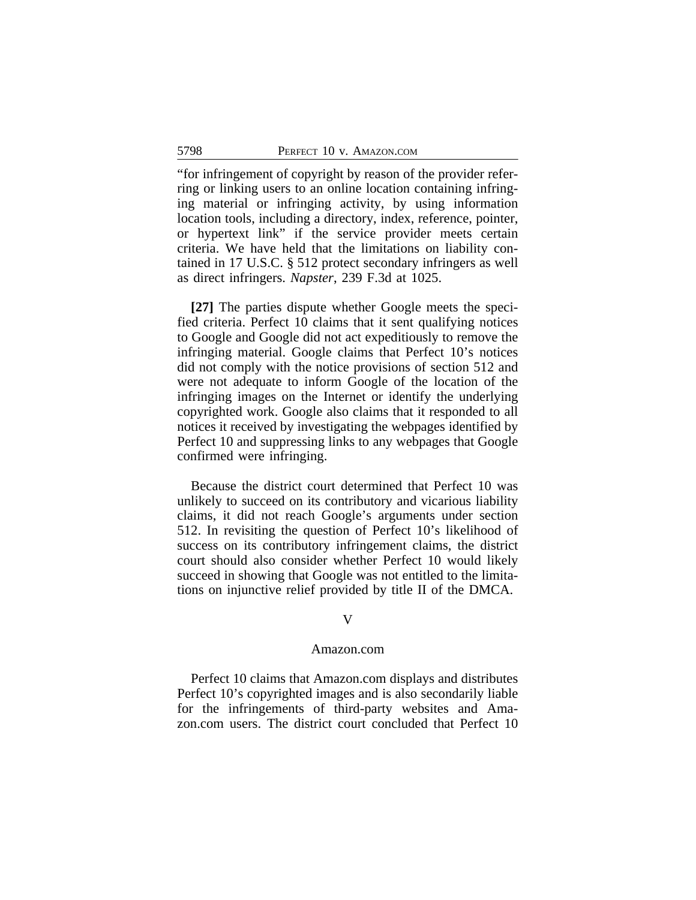"for infringement of copyright by reason of the provider referring or linking users to an online location containing infringing material or infringing activity, by using information location tools, including a directory, index, reference, pointer, or hypertext link" if the service provider meets certain criteria. We have held that the limitations on liability contained in 17 U.S.C. § 512 protect secondary infringers as well as direct infringers. *Napster*, 239 F.3d at 1025.

**[27]** The parties dispute whether Google meets the specified criteria. Perfect 10 claims that it sent qualifying notices to Google and Google did not act expeditiously to remove the infringing material. Google claims that Perfect 10's notices did not comply with the notice provisions of section 512 and were not adequate to inform Google of the location of the infringing images on the Internet or identify the underlying copyrighted work. Google also claims that it responded to all notices it received by investigating the webpages identified by Perfect 10 and suppressing links to any webpages that Google confirmed were infringing.

Because the district court determined that Perfect 10 was unlikely to succeed on its contributory and vicarious liability claims, it did not reach Google's arguments under section 512. In revisiting the question of Perfect 10's likelihood of success on its contributory infringement claims, the district court should also consider whether Perfect 10 would likely succeed in showing that Google was not entitled to the limitations on injunctive relief provided by title II of the DMCA.

## V

### Amazon.com

Perfect 10 claims that Amazon.com displays and distributes Perfect 10's copyrighted images and is also secondarily liable for the infringements of third-party websites and Amazon.com users. The district court concluded that Perfect 10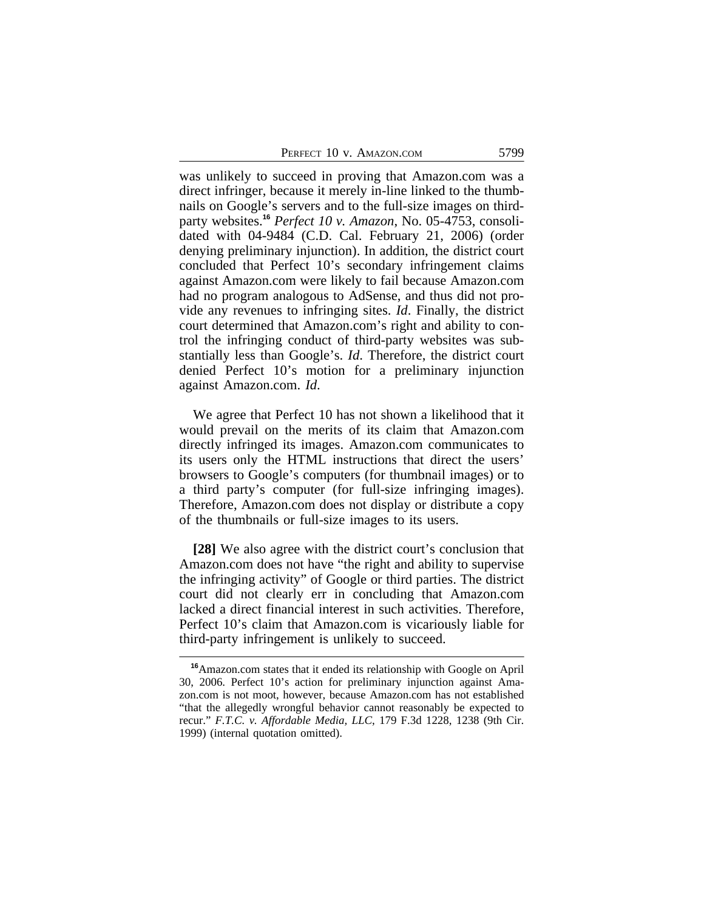was unlikely to succeed in proving that Amazon.com was a direct infringer, because it merely in-line linked to the thumbnails on Google's servers and to the full-size images on third-party websites.[16] *Perfect 10 v. Amazon*, No. 05-4753, consolidated with 04-9484 (C.D. Cal. February 21, 2006) (order denying preliminary injunction). In addition, the district court concluded that Perfect 10's secondary infringement claims against Amazon.com were likely to fail because Amazon.com had no program analogous to AdSense, and thus did not provide any revenues to infringing sites. *Id*. Finally, the district court determined that Amazon.com's right and ability to control the infringing conduct of third-party websites was substantially less than Google's. *Id*. Therefore, the district court denied Perfect 10's motion for a preliminary injunction against Amazon.com. *Id*.

We agree that Perfect 10 has not shown a likelihood that it would prevail on the merits of its claim that Amazon.com directly infringed its images. Amazon.com communicates to its users only the HTML instructions that direct the users' browsers to Google's computers (for thumbnail images) or to a third party's computer (for full-size infringing images). Therefore, Amazon.com does not display or distribute a copy of the thumbnails or full-size images to its users.

**[28]** We also agree with the district court's conclusion that Amazon.com does not have "the right and ability to supervise the infringing activity" of Google or third parties. The district court did not clearly err in concluding that Amazon.com lacked a direct financial interest in such activities. Therefore, Perfect 10's claim that Amazon.com is vicariously liable for third-party infringement is unlikely to succeed.

---

[16] Amazon.com states that it ended its relationship with Google on April 30, 2006. Perfect 10's action for preliminary injunction against Amazon.com is not moot, however, because Amazon.com has not established "that the allegedly wrongful behavior cannot reasonably be expected to recur." *F.T.C. v. Affordable Media, LLC*, 179 F.3d 1228, 1238 (9th Cir. 1999) (internal quotation omitted).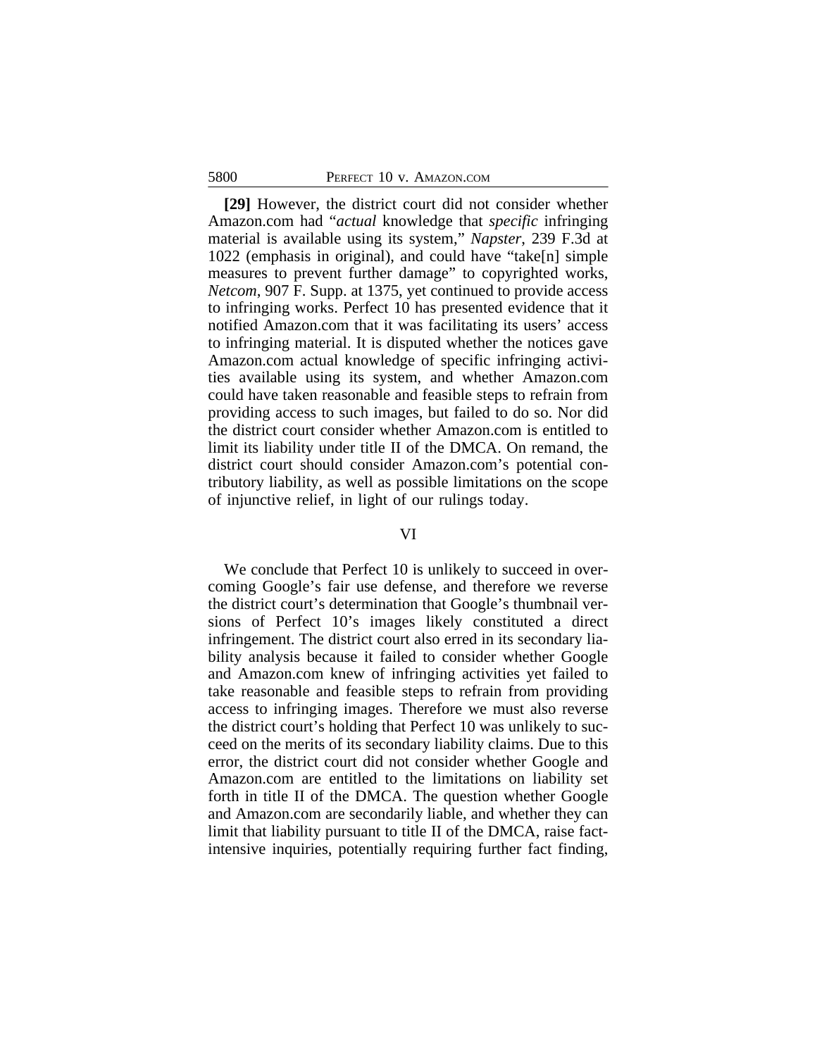**[29]** However, the district court did not consider whether Amazon.com had "*actual* knowledge that *specific* infringing material is available using its system," *Napster*, 239 F.3d at 1022 (emphasis in original), and could have "take[n] simple measures to prevent further damage" to copyrighted works, *Netcom*, 907 F. Supp. at 1375, yet continued to provide access to infringing works. Perfect 10 has presented evidence that it notified Amazon.com that it was facilitating its users' access to infringing material. It is disputed whether the notices gave Amazon.com actual knowledge of specific infringing activities available using its system, and whether Amazon.com could have taken reasonable and feasible steps to refrain from providing access to such images, but failed to do so. Nor did the district court consider whether Amazon.com is entitled to limit its liability under title II of the DMCA. On remand, the district court should consider Amazon.com's potential contributory liability, as well as possible limitations on the scope of injunctive relief, in light of our rulings today.

## VI

We conclude that Perfect 10 is unlikely to succeed in overcoming Google's fair use defense, and therefore we reverse the district court's determination that Google's thumbnail versions of Perfect 10's images likely constituted a direct infringement. The district court also erred in its secondary liability analysis because it failed to consider whether Google and Amazon.com knew of infringing activities yet failed to take reasonable and feasible steps to refrain from providing access to infringing images. Therefore we must also reverse the district court's holding that Perfect 10 was unlikely to succeed on the merits of its secondary liability claims. Due to this error, the district court did not consider whether Google and Amazon.com are entitled to the limitations on liability set forth in title II of the DMCA. The question whether Google and Amazon.com are secondarily liable, and whether they can limit that liability pursuant to title II of the DMCA, raise fact-intensive inquiries, potentially requiring further fact finding,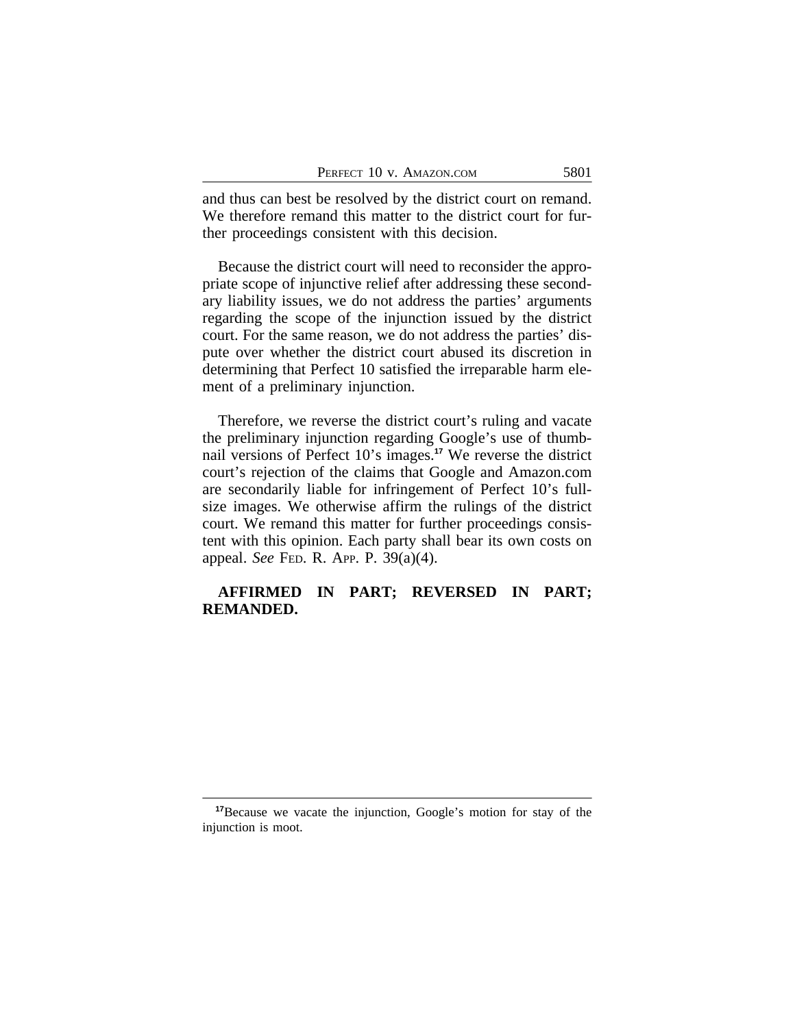and thus can best be resolved by the district court on remand. We therefore remand this matter to the district court for further proceedings consistent with this decision.

Because the district court will need to reconsider the appropriate scope of injunctive relief after addressing these secondary liability issues, we do not address the parties' arguments regarding the scope of the injunction issued by the district court. For the same reason, we do not address the parties' dispute over whether the district court abused its discretion in determining that Perfect 10 satisfied the irreparable harm element of a preliminary injunction.

Therefore, we reverse the district court's ruling and vacate the preliminary injunction regarding Google's use of thumbnail versions of Perfect 10's images.[17] We reverse the district court's rejection of the claims that Google and Amazon.com are secondarily liable for infringement of Perfect 10's full-size images. We otherwise affirm the rulings of the district court. We remand this matter for further proceedings consistent with this opinion. Each party shall bear its own costs on appeal. *See* FED. R. APP. P. 39(a)(4).

**AFFIRMED IN PART; REVERSED IN PART; REMANDED.**

---

[17]Because we vacate the injunction, Google's motion for stay of the injunction is moot.